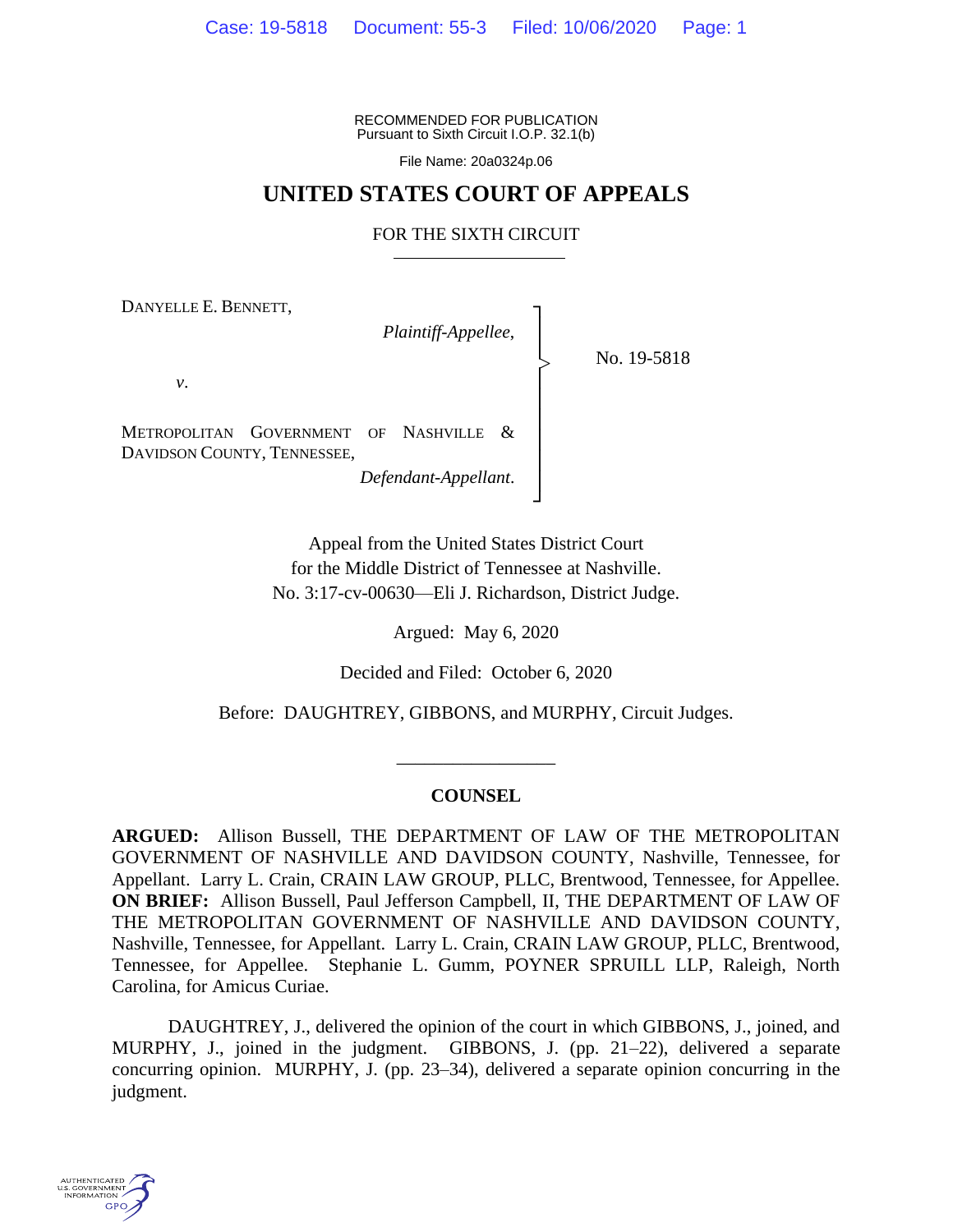RECOMMENDED FOR PUBLICATION
Pursuant to Sixth Circuit I.O.P. 32.1(b)

File Name: 20a0324p.06

# UNITED STATES COURT OF APPEALS

## FOR THE SIXTH CIRCUIT

DANYELLE E. BENNETT,

*Plaintiff-Appellee*,

*v*.

METROPOLITAN GOVERNMENT OF NASHVILLE & DAVIDSON COUNTY, TENNESSEE,

*Defendant-Appellant*.

No. 19-5818

Appeal from the United States District Court for the Middle District of Tennessee at Nashville.
No. 3:17-cv-00630—Eli J. Richardson, District Judge.

Argued: May 6, 2020

Decided and Filed: October 6, 2020

Before: DAUGHTREY, GIBBONS, and MURPHY, Circuit Judges.

---

### COUNSEL

**ARGUED:** Allison Bussell, THE DEPARTMENT OF LAW OF THE METROPOLITAN GOVERNMENT OF NASHVILLE AND DAVIDSON COUNTY, Nashville, Tennessee, for Appellant. Larry L. Crain, CRAIN LAW GROUP, PLLC, Brentwood, Tennessee, for Appellee. **ON BRIEF:** Allison Bussell, Paul Jefferson Campbell, II, THE DEPARTMENT OF LAW OF THE METROPOLITAN GOVERNMENT OF NASHVILLE AND DAVIDSON COUNTY, Nashville, Tennessee, for Appellant. Larry L. Crain, CRAIN LAW GROUP, PLLC, Brentwood, Tennessee, for Appellee. Stephanie L. Gumm, POYNER SPRUILL LLP, Raleigh, North Carolina, for Amicus Curiae.

DAUGHTREY, J., delivered the opinion of the court in which GIBBONS, J., joined, and MURPHY, J., joined in the judgment. GIBBONS, J. (pp. 21–22), delivered a separate concurring opinion. MURPHY, J. (pp. 23–34), delivered a separate opinion concurring in the judgment.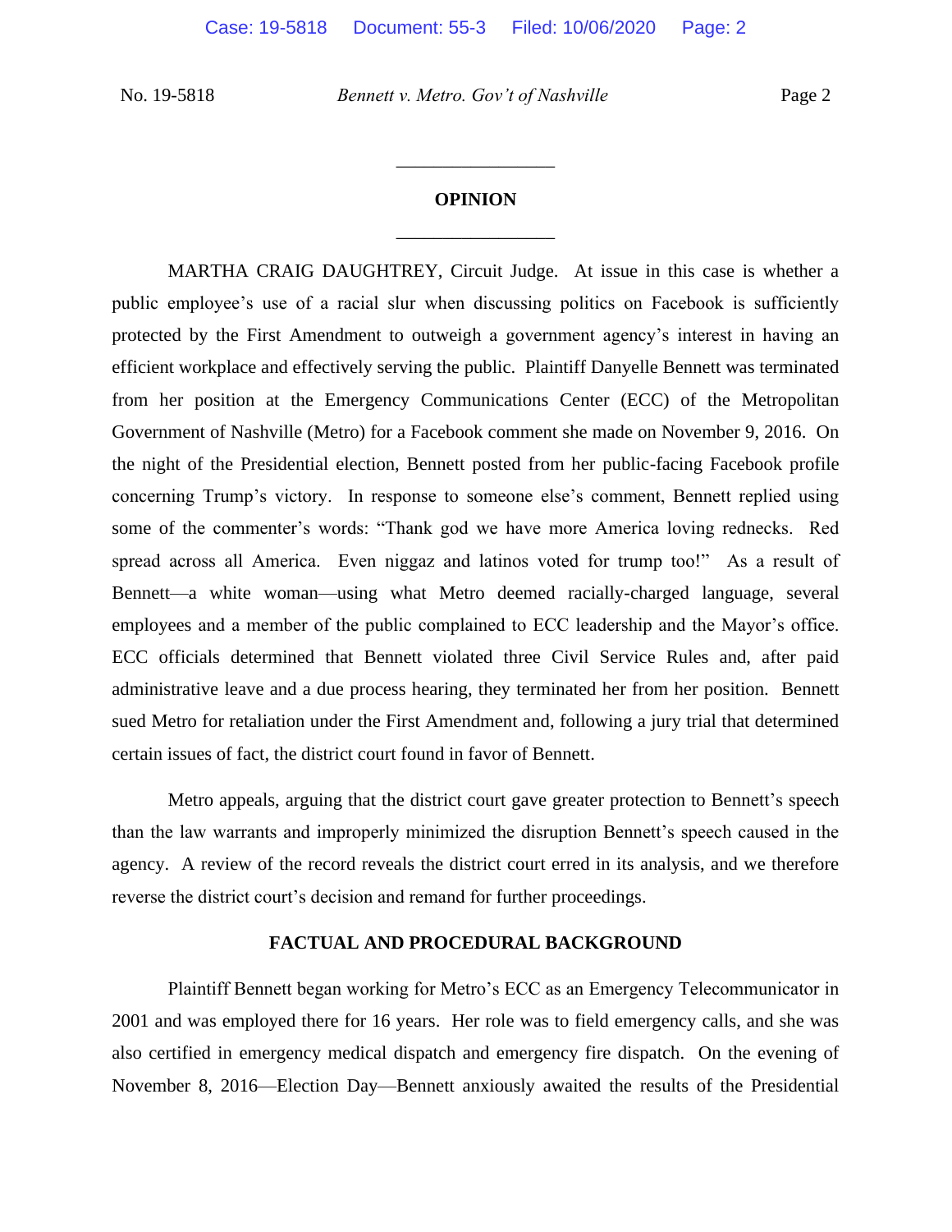## OPINION

MARTHA CRAIG DAUGHTREY, Circuit Judge. At issue in this case is whether a public employee's use of a racial slur when discussing politics on Facebook is sufficiently protected by the First Amendment to outweigh a government agency's interest in having an efficient workplace and effectively serving the public. Plaintiff Danyelle Bennett was terminated from her position at the Emergency Communications Center (ECC) of the Metropolitan Government of Nashville (Metro) for a Facebook comment she made on November 9, 2016. On the night of the Presidential election, Bennett posted from her public-facing Facebook profile concerning Trump's victory. In response to someone else's comment, Bennett replied using some of the commenter's words: "Thank god we have more America loving rednecks. Red spread across all America. Even niggaz and latinos voted for trump too!" As a result of Bennett—a white woman—using what Metro deemed racially-charged language, several employees and a member of the public complained to ECC leadership and the Mayor's office. ECC officials determined that Bennett violated three Civil Service Rules and, after paid administrative leave and a due process hearing, they terminated her from her position. Bennett sued Metro for retaliation under the First Amendment and, following a jury trial that determined certain issues of fact, the district court found in favor of Bennett.

Metro appeals, arguing that the district court gave greater protection to Bennett's speech than the law warrants and improperly minimized the disruption Bennett's speech caused in the agency. A review of the record reveals the district court erred in its analysis, and we therefore reverse the district court's decision and remand for further proceedings.

## FACTUAL AND PROCEDURAL BACKGROUND

Plaintiff Bennett began working for Metro's ECC as an Emergency Telecommunicator in 2001 and was employed there for 16 years. Her role was to field emergency calls, and she was also certified in emergency medical dispatch and emergency fire dispatch. On the evening of November 8, 2016—Election Day—Bennett anxiously awaited the results of the Presidential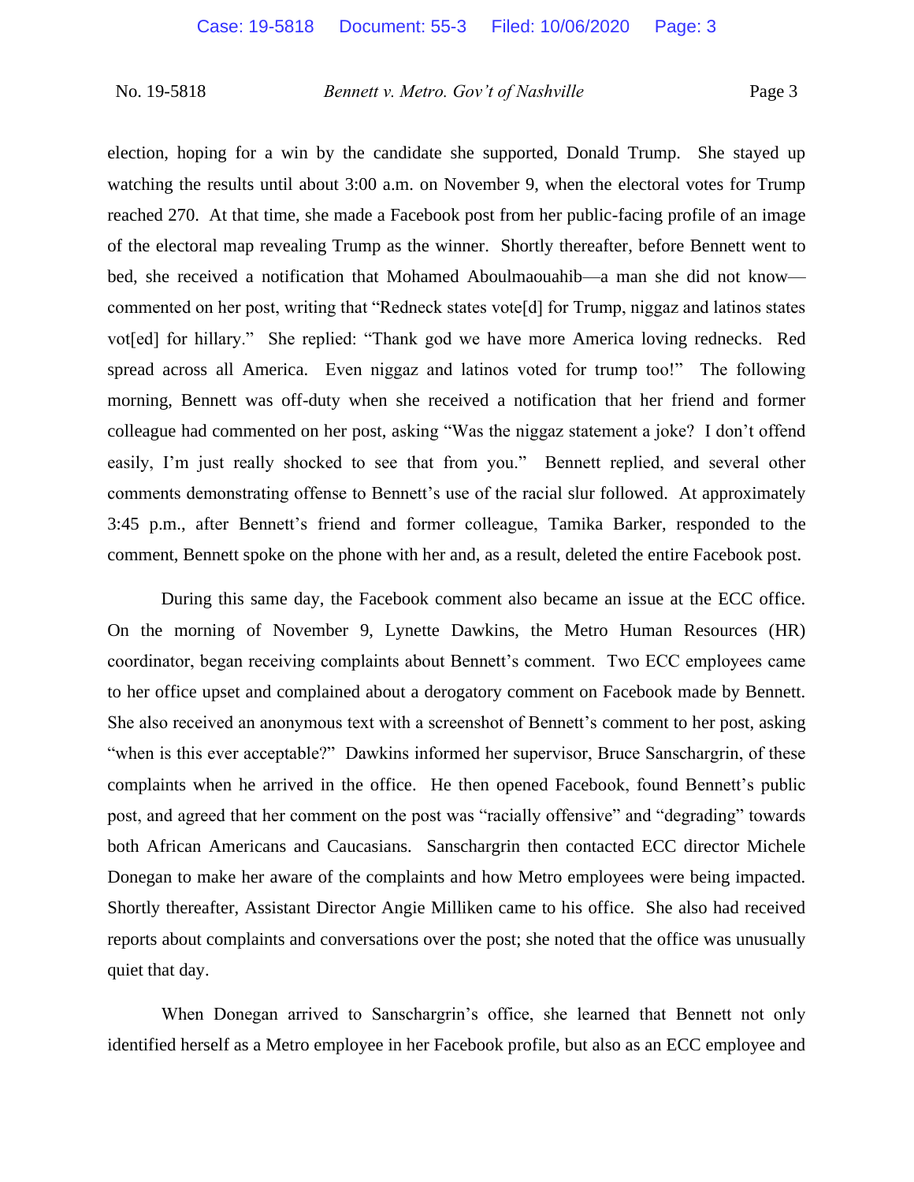election, hoping for a win by the candidate she supported, Donald Trump. She stayed up watching the results until about 3:00 a.m. on November 9, when the electoral votes for Trump reached 270. At that time, she made a Facebook post from her public-facing profile of an image of the electoral map revealing Trump as the winner. Shortly thereafter, before Bennett went to bed, she received a notification that Mohamed Aboulmaouahib—a man she did not know—commented on her post, writing that "Redneck states vote[d] for Trump, niggaz and latinos states vot[ed] for hillary." She replied: "Thank god we have more America loving rednecks. Red spread across all America. Even niggaz and latinos voted for trump too!" The following morning, Bennett was off-duty when she received a notification that her friend and former colleague had commented on her post, asking "Was the niggaz statement a joke? I don't offend easily, I'm just really shocked to see that from you." Bennett replied, and several other comments demonstrating offense to Bennett's use of the racial slur followed. At approximately 3:45 p.m., after Bennett's friend and former colleague, Tamika Barker, responded to the comment, Bennett spoke on the phone with her and, as a result, deleted the entire Facebook post.

During this same day, the Facebook comment also became an issue at the ECC office. On the morning of November 9, Lynette Dawkins, the Metro Human Resources (HR) coordinator, began receiving complaints about Bennett's comment. Two ECC employees came to her office upset and complained about a derogatory comment on Facebook made by Bennett. She also received an anonymous text with a screenshot of Bennett's comment to her post, asking "when is this ever acceptable?" Dawkins informed her supervisor, Bruce Sanschargrin, of these complaints when he arrived in the office. He then opened Facebook, found Bennett's public post, and agreed that her comment on the post was "racially offensive" and "degrading" towards both African Americans and Caucasians. Sanschargrin then contacted ECC director Michele Donegan to make her aware of the complaints and how Metro employees were being impacted. Shortly thereafter, Assistant Director Angie Milliken came to his office. She also had received reports about complaints and conversations over the post; she noted that the office was unusually quiet that day.

When Donegan arrived to Sanschargrin's office, she learned that Bennett not only identified herself as a Metro employee in her Facebook profile, but also as an ECC employee and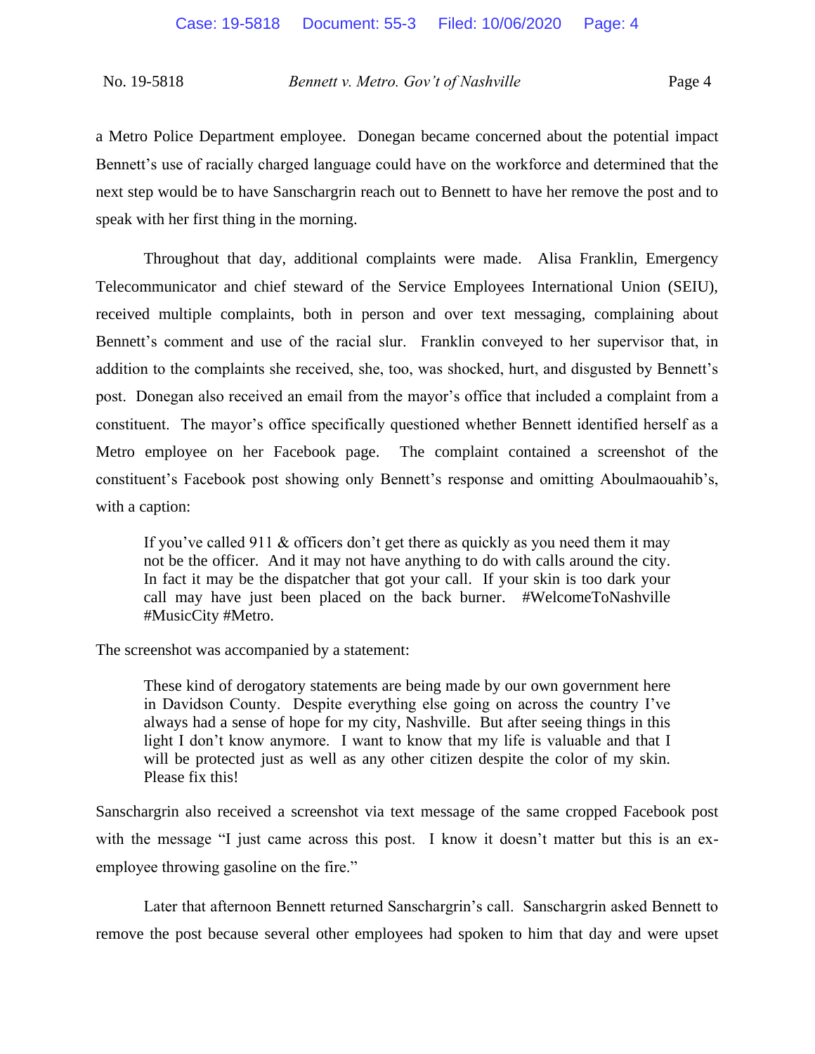a Metro Police Department employee. Donegan became concerned about the potential impact Bennett's use of racially charged language could have on the workforce and determined that the next step would be to have Sanschargrin reach out to Bennett to have her remove the post and to speak with her first thing in the morning.

Throughout that day, additional complaints were made. Alisa Franklin, Emergency Telecommunicator and chief steward of the Service Employees International Union (SEIU), received multiple complaints, both in person and over text messaging, complaining about Bennett's comment and use of the racial slur. Franklin conveyed to her supervisor that, in addition to the complaints she received, she, too, was shocked, hurt, and disgusted by Bennett's post. Donegan also received an email from the mayor's office that included a complaint from a constituent. The mayor's office specifically questioned whether Bennett identified herself as a Metro employee on her Facebook page. The complaint contained a screenshot of the constituent's Facebook post showing only Bennett's response and omitting Aboulmaouahib's, with a caption:

> If you've called 911 & officers don't get there as quickly as you need them it may not be the officer. And it may not have anything to do with calls around the city. In fact it may be the dispatcher that got your call. If your skin is too dark your call may have just been placed on the back burner. #WelcomeToNashville #MusicCity #Metro.

The screenshot was accompanied by a statement:

> These kind of derogatory statements are being made by our own government here in Davidson County. Despite everything else going on across the country I've always had a sense of hope for my city, Nashville. But after seeing things in this light I don't know anymore. I want to know that my life is valuable and that I will be protected just as well as any other citizen despite the color of my skin. Please fix this!

Sanschargrin also received a screenshot via text message of the same cropped Facebook post with the message "I just came across this post. I know it doesn't matter but this is an ex-employee throwing gasoline on the fire."

Later that afternoon Bennett returned Sanschargrin's call. Sanschargrin asked Bennett to remove the post because several other employees had spoken to him that day and were upset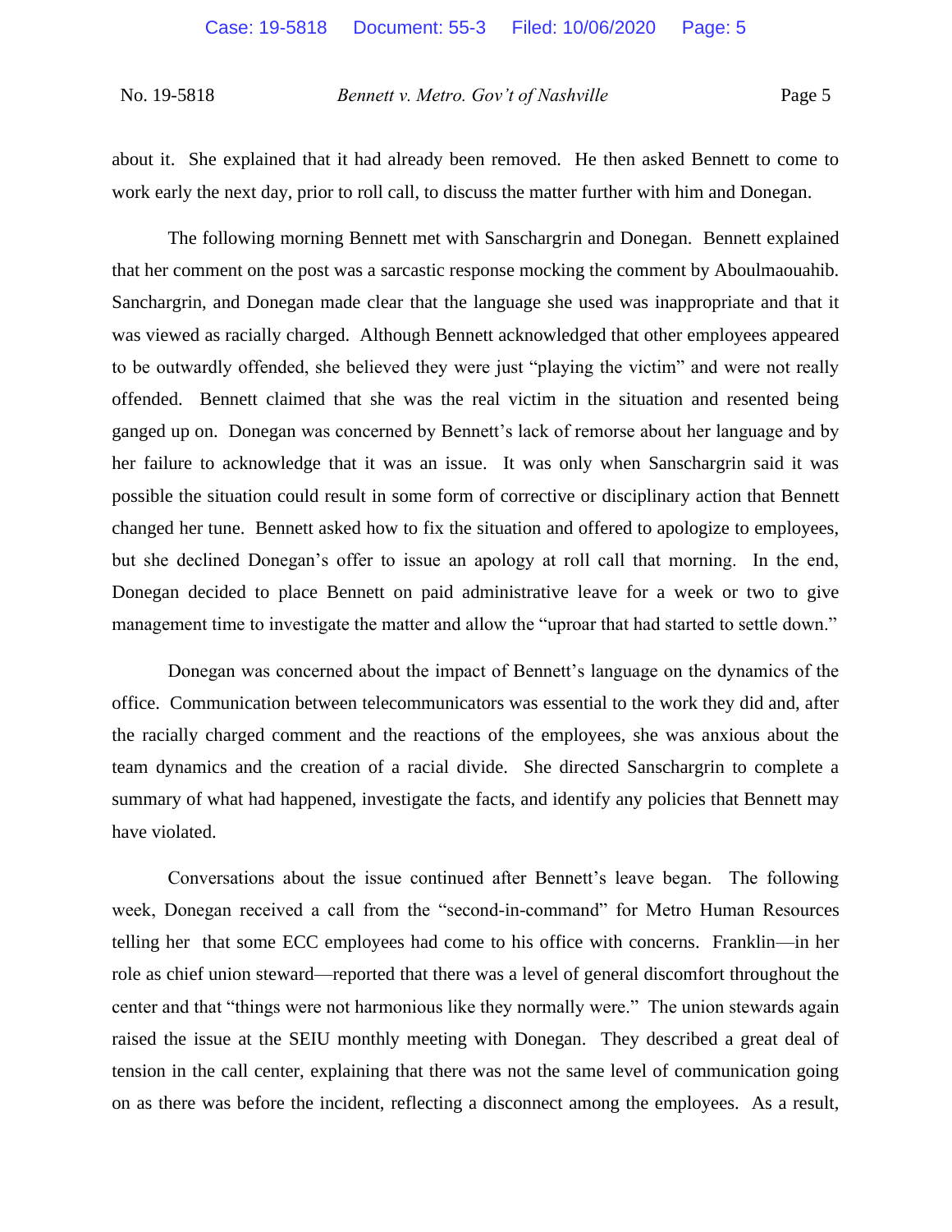about it. She explained that it had already been removed. He then asked Bennett to come to work early the next day, prior to roll call, to discuss the matter further with him and Donegan.

The following morning Bennett met with Sanschargrin and Donegan. Bennett explained that her comment on the post was a sarcastic response mocking the comment by Aboulmaouahib. Sanchargrin, and Donegan made clear that the language she used was inappropriate and that it was viewed as racially charged. Although Bennett acknowledged that other employees appeared to be outwardly offended, she believed they were just "playing the victim" and were not really offended. Bennett claimed that she was the real victim in the situation and resented being ganged up on. Donegan was concerned by Bennett's lack of remorse about her language and by her failure to acknowledge that it was an issue. It was only when Sanschargrin said it was possible the situation could result in some form of corrective or disciplinary action that Bennett changed her tune. Bennett asked how to fix the situation and offered to apologize to employees, but she declined Donegan's offer to issue an apology at roll call that morning. In the end, Donegan decided to place Bennett on paid administrative leave for a week or two to give management time to investigate the matter and allow the "uproar that had started to settle down."

Donegan was concerned about the impact of Bennett's language on the dynamics of the office. Communication between telecommunicators was essential to the work they did and, after the racially charged comment and the reactions of the employees, she was anxious about the team dynamics and the creation of a racial divide. She directed Sanschargrin to complete a summary of what had happened, investigate the facts, and identify any policies that Bennett may have violated.

Conversations about the issue continued after Bennett's leave began. The following week, Donegan received a call from the "second-in-command" for Metro Human Resources telling her that some ECC employees had come to his office with concerns. Franklin—in her role as chief union steward—reported that there was a level of general discomfort throughout the center and that "things were not harmonious like they normally were." The union stewards again raised the issue at the SEIU monthly meeting with Donegan. They described a great deal of tension in the call center, explaining that there was not the same level of communication going on as there was before the incident, reflecting a disconnect among the employees. As a result,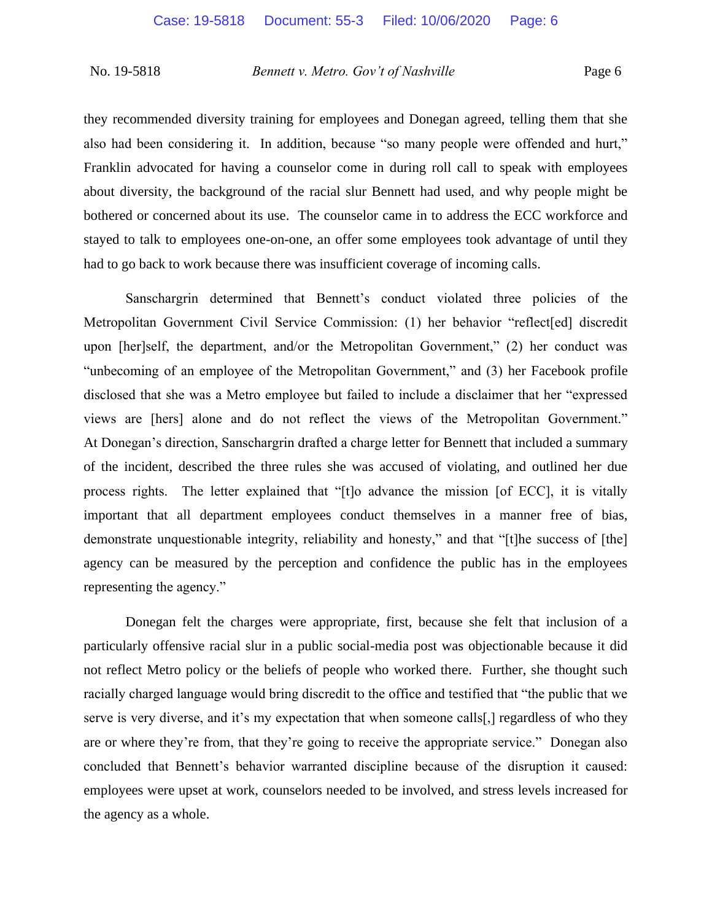they recommended diversity training for employees and Donegan agreed, telling them that she also had been considering it. In addition, because "so many people were offended and hurt," Franklin advocated for having a counselor come in during roll call to speak with employees about diversity, the background of the racial slur Bennett had used, and why people might be bothered or concerned about its use. The counselor came in to address the ECC workforce and stayed to talk to employees one-on-one, an offer some employees took advantage of until they had to go back to work because there was insufficient coverage of incoming calls.

Sanschargrin determined that Bennett's conduct violated three policies of the Metropolitan Government Civil Service Commission: (1) her behavior "reflect[ed] discredit upon [her]self, the department, and/or the Metropolitan Government," (2) her conduct was "unbecoming of an employee of the Metropolitan Government," and (3) her Facebook profile disclosed that she was a Metro employee but failed to include a disclaimer that her "expressed views are [hers] alone and do not reflect the views of the Metropolitan Government." At Donegan's direction, Sanschargrin drafted a charge letter for Bennett that included a summary of the incident, described the three rules she was accused of violating, and outlined her due process rights. The letter explained that "[t]o advance the mission [of ECC], it is vitally important that all department employees conduct themselves in a manner free of bias, demonstrate unquestionable integrity, reliability and honesty," and that "[t]he success of [the] agency can be measured by the perception and confidence the public has in the employees representing the agency."

Donegan felt the charges were appropriate, first, because she felt that inclusion of a particularly offensive racial slur in a public social-media post was objectionable because it did not reflect Metro policy or the beliefs of people who worked there. Further, she thought such racially charged language would bring discredit to the office and testified that "the public that we serve is very diverse, and it's my expectation that when someone calls[,] regardless of who they are or where they're from, that they're going to receive the appropriate service." Donegan also concluded that Bennett's behavior warranted discipline because of the disruption it caused: employees were upset at work, counselors needed to be involved, and stress levels increased for the agency as a whole.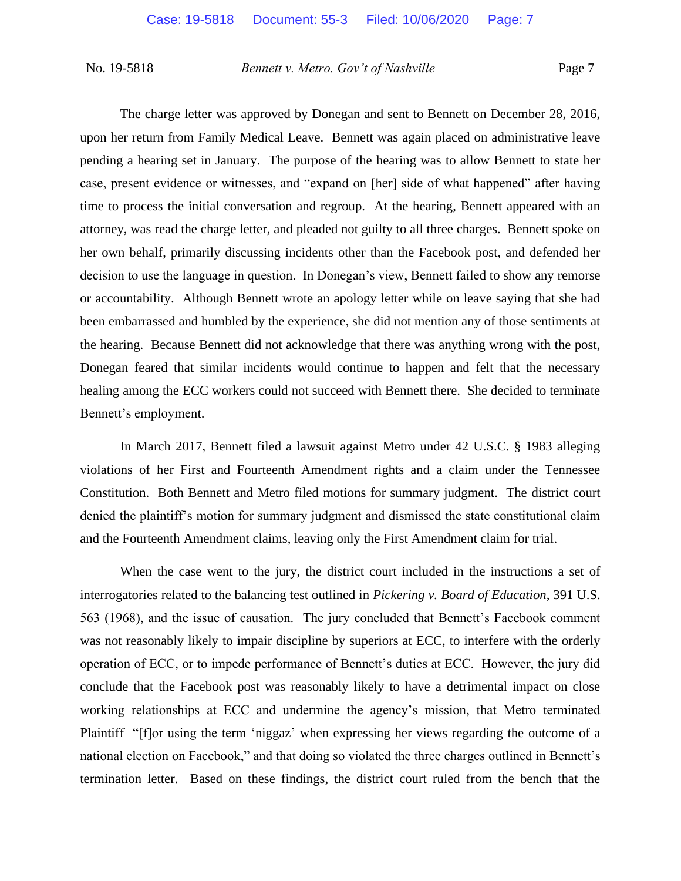The charge letter was approved by Donegan and sent to Bennett on December 28, 2016, upon her return from Family Medical Leave. Bennett was again placed on administrative leave pending a hearing set in January. The purpose of the hearing was to allow Bennett to state her case, present evidence or witnesses, and "expand on [her] side of what happened" after having time to process the initial conversation and regroup. At the hearing, Bennett appeared with an attorney, was read the charge letter, and pleaded not guilty to all three charges. Bennett spoke on her own behalf, primarily discussing incidents other than the Facebook post, and defended her decision to use the language in question. In Donegan's view, Bennett failed to show any remorse or accountability. Although Bennett wrote an apology letter while on leave saying that she had been embarrassed and humbled by the experience, she did not mention any of those sentiments at the hearing. Because Bennett did not acknowledge that there was anything wrong with the post, Donegan feared that similar incidents would continue to happen and felt that the necessary healing among the ECC workers could not succeed with Bennett there. She decided to terminate Bennett's employment.

In March 2017, Bennett filed a lawsuit against Metro under 42 U.S.C. § 1983 alleging violations of her First and Fourteenth Amendment rights and a claim under the Tennessee Constitution. Both Bennett and Metro filed motions for summary judgment. The district court denied the plaintiff's motion for summary judgment and dismissed the state constitutional claim and the Fourteenth Amendment claims, leaving only the First Amendment claim for trial.

When the case went to the jury, the district court included in the instructions a set of interrogatories related to the balancing test outlined in *Pickering v. Board of Education*, 391 U.S. 563 (1968), and the issue of causation. The jury concluded that Bennett's Facebook comment was not reasonably likely to impair discipline by superiors at ECC, to interfere with the orderly operation of ECC, or to impede performance of Bennett's duties at ECC. However, the jury did conclude that the Facebook post was reasonably likely to have a detrimental impact on close working relationships at ECC and undermine the agency's mission, that Metro terminated Plaintiff "[f]or using the term 'niggaz' when expressing her views regarding the outcome of a national election on Facebook," and that doing so violated the three charges outlined in Bennett's termination letter. Based on these findings, the district court ruled from the bench that the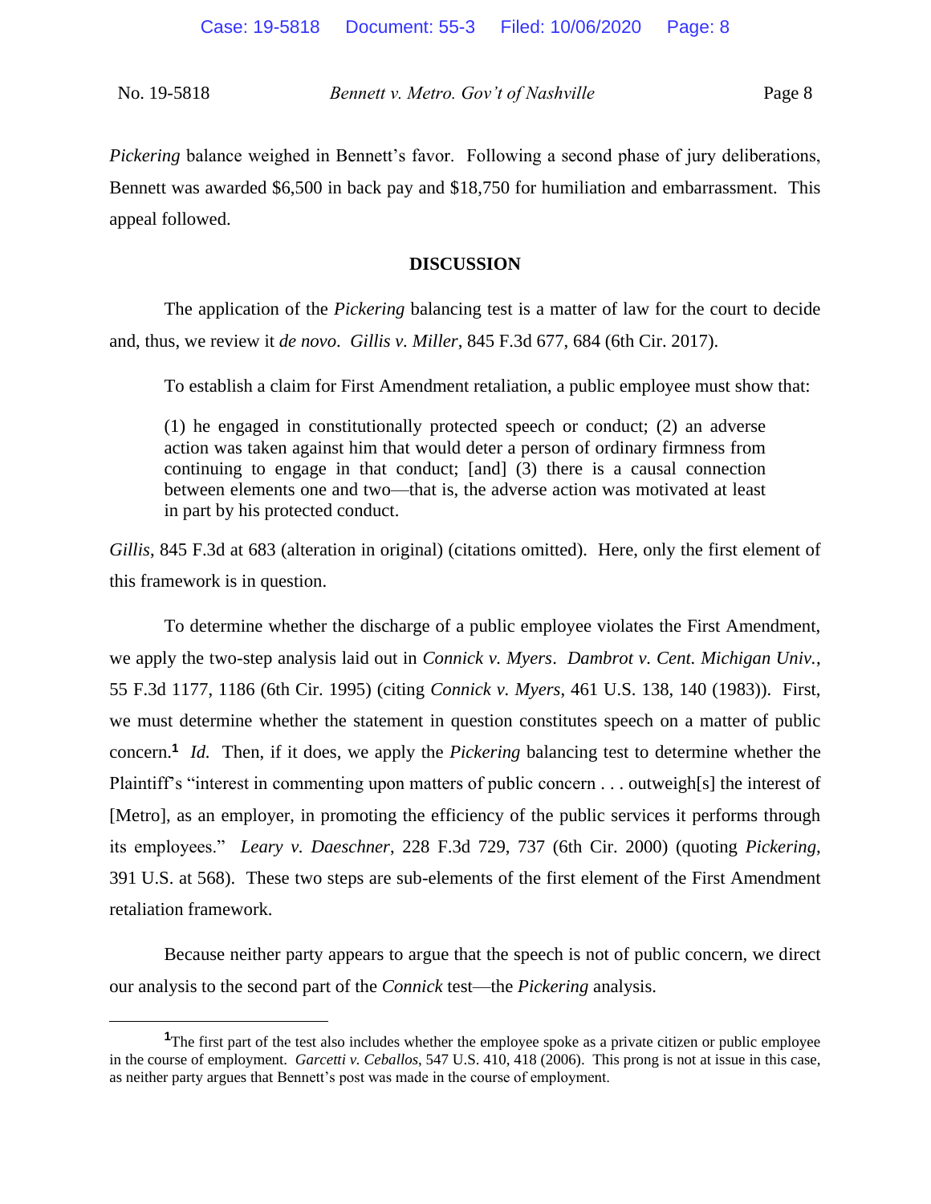*Pickering* balance weighed in Bennett's favor. Following a second phase of jury deliberations, Bennett was awarded $6,500 in back pay and $18,750 for humiliation and embarrassment. This appeal followed.

## DISCUSSION

The application of the *Pickering* balancing test is a matter of law for the court to decide and, thus, we review it *de novo*. *Gillis v. Miller*, 845 F.3d 677, 684 (6th Cir. 2017).

To establish a claim for First Amendment retaliation, a public employee must show that:

> (1) he engaged in constitutionally protected speech or conduct; (2) an adverse action was taken against him that would deter a person of ordinary firmness from continuing to engage in that conduct; [and] (3) there is a causal connection between elements one and two—that is, the adverse action was motivated at least in part by his protected conduct.

*Gillis*, 845 F.3d at 683 (alteration in original) (citations omitted). Here, only the first element of this framework is in question.

To determine whether the discharge of a public employee violates the First Amendment, we apply the two-step analysis laid out in *Connick v. Myers*. *Dambrot v. Cent. Michigan Univ.*, 55 F.3d 1177, 1186 (6th Cir. 1995) (citing *Connick v. Myers*, 461 U.S. 138, 140 (1983)). First, we must determine whether the statement in question constitutes speech on a matter of public concern.[1] *Id.* Then, if it does, we apply the *Pickering* balancing test to determine whether the Plaintiff's "interest in commenting upon matters of public concern . . . outweigh[s] the interest of [Metro], as an employer, in promoting the efficiency of the public services it performs through its employees." *Leary v. Daeschner*, 228 F.3d 729, 737 (6th Cir. 2000) (quoting *Pickering*, 391 U.S. at 568). These two steps are sub-elements of the first element of the First Amendment retaliation framework.

Because neither party appears to argue that the speech is not of public concern, we direct our analysis to the second part of the *Connick* test—the *Pickering* analysis.

---

[1] The first part of the test also includes whether the employee spoke as a private citizen or public employee in the course of employment. *Garcetti v. Ceballos*, 547 U.S. 410, 418 (2006). This prong is not at issue in this case, as neither party argues that Bennett's post was made in the course of employment.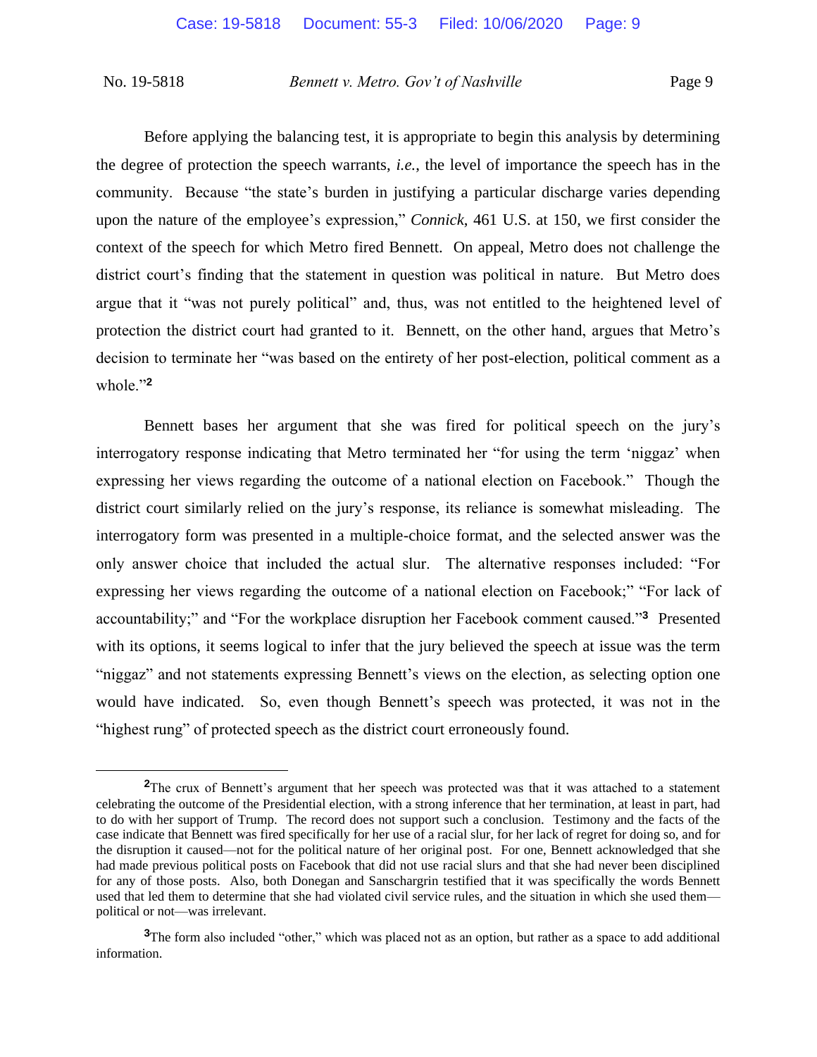Before applying the balancing test, it is appropriate to begin this analysis by determining the degree of protection the speech warrants, *i.e.*, the level of importance the speech has in the community. Because "the state's burden in justifying a particular discharge varies depending upon the nature of the employee's expression," *Connick*, 461 U.S. at 150, we first consider the context of the speech for which Metro fired Bennett. On appeal, Metro does not challenge the district court's finding that the statement in question was political in nature. But Metro does argue that it "was not purely political" and, thus, was not entitled to the heightened level of protection the district court had granted to it. Bennett, on the other hand, argues that Metro's decision to terminate her "was based on the entirety of her post-election, political comment as a whole."[2]

Bennett bases her argument that she was fired for political speech on the jury's interrogatory response indicating that Metro terminated her "for using the term 'niggaz' when expressing her views regarding the outcome of a national election on Facebook." Though the district court similarly relied on the jury's response, its reliance is somewhat misleading. The interrogatory form was presented in a multiple-choice format, and the selected answer was the only answer choice that included the actual slur. The alternative responses included: "For expressing her views regarding the outcome of a national election on Facebook;" "For lack of accountability;" and "For the workplace disruption her Facebook comment caused."[3] Presented with its options, it seems logical to infer that the jury believed the speech at issue was the term "niggaz" and not statements expressing Bennett's views on the election, as selecting option one would have indicated. So, even though Bennett's speech was protected, it was not in the "highest rung" of protected speech as the district court erroneously found.

---

[2]The crux of Bennett's argument that her speech was protected was that it was attached to a statement celebrating the outcome of the Presidential election, with a strong inference that her termination, at least in part, had to do with her support of Trump. The record does not support such a conclusion. Testimony and the facts of the case indicate that Bennett was fired specifically for her use of a racial slur, for her lack of regret for doing so, and for the disruption it caused—not for the political nature of her original post. For one, Bennett acknowledged that she had made previous political posts on Facebook that did not use racial slurs and that she had never been disciplined for any of those posts. Also, both Donegan and Sanschargrin testified that it was specifically the words Bennett used that led them to determine that she had violated civil service rules, and the situation in which she used them—political or not—was irrelevant.

[3]The form also included "other," which was placed not as an option, but rather as a space to add additional information.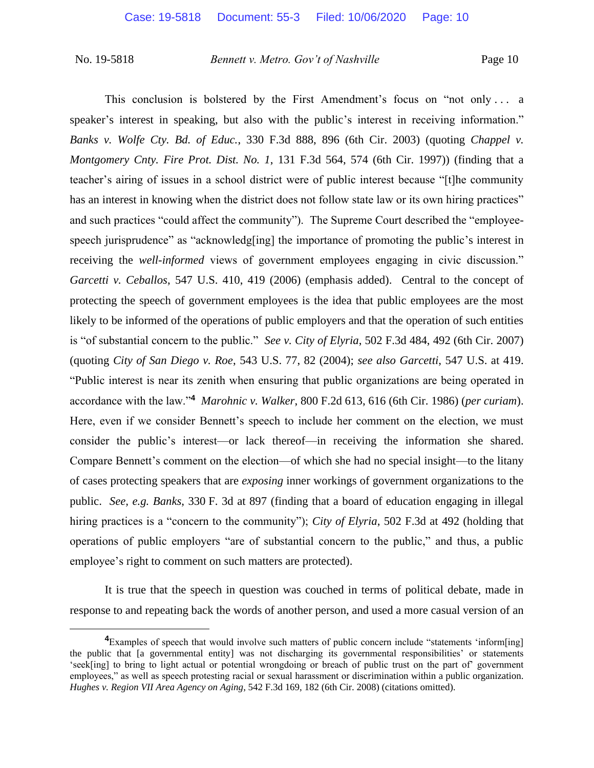This conclusion is bolstered by the First Amendment's focus on "not only . . . a speaker's interest in speaking, but also with the public's interest in receiving information." *Banks v. Wolfe Cty. Bd. of Educ.*, 330 F.3d 888, 896 (6th Cir. 2003) (quoting *Chappel v. Montgomery Cnty. Fire Prot. Dist. No. 1*, 131 F.3d 564, 574 (6th Cir. 1997)) (finding that a teacher's airing of issues in a school district were of public interest because "[t]he community has an interest in knowing when the district does not follow state law or its own hiring practices" and such practices "could affect the community"). The Supreme Court described the "employee-speech jurisprudence" as "acknowledg[ing] the importance of promoting the public's interest in receiving the *well-informed* views of government employees engaging in civic discussion." *Garcetti v. Ceballos*, 547 U.S. 410, 419 (2006) (emphasis added). Central to the concept of protecting the speech of government employees is the idea that public employees are the most likely to be informed of the operations of public employers and that the operation of such entities is "of substantial concern to the public." *See v. City of Elyria*, 502 F.3d 484, 492 (6th Cir. 2007) (quoting *City of San Diego v. Roe*, 543 U.S. 77, 82 (2004); *see also Garcetti*, 547 U.S. at 419. "Public interest is near its zenith when ensuring that public organizations are being operated in accordance with the law."[4] *Marohnic v. Walker*, 800 F.2d 613, 616 (6th Cir. 1986) (*per curiam*). Here, even if we consider Bennett's speech to include her comment on the election, we must consider the public's interest—or lack thereof—in receiving the information she shared. Compare Bennett's comment on the election—of which she had no special insight—to the litany of cases protecting speakers that are *exposing* inner workings of government organizations to the public. *See, e.g. Banks*, 330 F. 3d at 897 (finding that a board of education engaging in illegal hiring practices is a "concern to the community"); *City of Elyria*, 502 F.3d at 492 (holding that operations of public employers "are of substantial concern to the public," and thus, a public employee's right to comment on such matters are protected).

It is true that the speech in question was couched in terms of political debate, made in response to and repeating back the words of another person, and used a more casual version of an

[4]Examples of speech that would involve such matters of public concern include "statements 'inform[ing] the public that [a governmental entity] was not discharging its governmental responsibilities' or statements 'seek[ing] to bring to light actual or potential wrongdoing or breach of public trust on the part of' government employees," as well as speech protesting racial or sexual harassment or discrimination within a public organization. *Hughes v. Region VII Area Agency on Aging*, 542 F.3d 169, 182 (6th Cir. 2008) (citations omitted).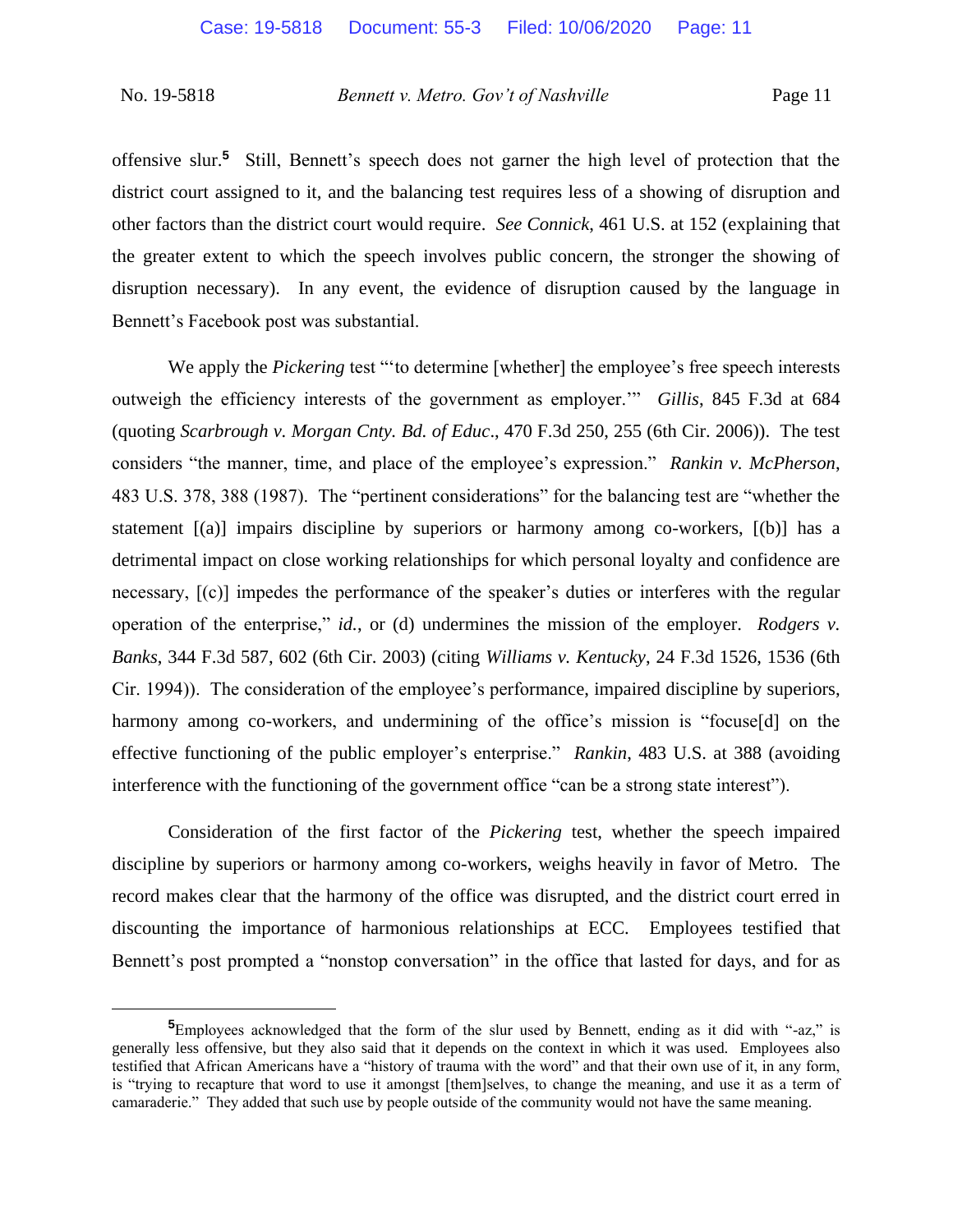offensive slur.[5] Still, Bennett's speech does not garner the high level of protection that the district court assigned to it, and the balancing test requires less of a showing of disruption and other factors than the district court would require. *See Connick*, 461 U.S. at 152 (explaining that the greater extent to which the speech involves public concern, the stronger the showing of disruption necessary). In any event, the evidence of disruption caused by the language in Bennett's Facebook post was substantial.

We apply the *Pickering* test "'to determine [whether] the employee's free speech interests outweigh the efficiency interests of the government as employer.'" *Gillis*, 845 F.3d at 684 (quoting *Scarbrough v. Morgan Cnty. Bd. of Educ*., 470 F.3d 250, 255 (6th Cir. 2006)). The test considers "the manner, time, and place of the employee's expression." *Rankin v. McPherson*, 483 U.S. 378, 388 (1987). The "pertinent considerations" for the balancing test are "whether the statement [(a)] impairs discipline by superiors or harmony among co-workers, [(b)] has a detrimental impact on close working relationships for which personal loyalty and confidence are necessary, [(c)] impedes the performance of the speaker's duties or interferes with the regular operation of the enterprise," *id.*, or (d) undermines the mission of the employer. *Rodgers v. Banks*, 344 F.3d 587, 602 (6th Cir. 2003) (citing *Williams v. Kentucky*, 24 F.3d 1526, 1536 (6th Cir. 1994)). The consideration of the employee's performance, impaired discipline by superiors, harmony among co-workers, and undermining of the office's mission is "focuse[d] on the effective functioning of the public employer's enterprise." *Rankin*, 483 U.S. at 388 (avoiding interference with the functioning of the government office "can be a strong state interest").

Consideration of the first factor of the *Pickering* test, whether the speech impaired discipline by superiors or harmony among co-workers, weighs heavily in favor of Metro. The record makes clear that the harmony of the office was disrupted, and the district court erred in discounting the importance of harmonious relationships at ECC. Employees testified that Bennett's post prompted a "nonstop conversation" in the office that lasted for days, and for as

---

[5] Employees acknowledged that the form of the slur used by Bennett, ending as it did with "-az," is generally less offensive, but they also said that it depends on the context in which it was used. Employees also testified that African Americans have a "history of trauma with the word" and that their own use of it, in any form, is "trying to recapture that word to use it amongst [them]selves, to change the meaning, and use it as a term of camaraderie." They added that such use by people outside of the community would not have the same meaning.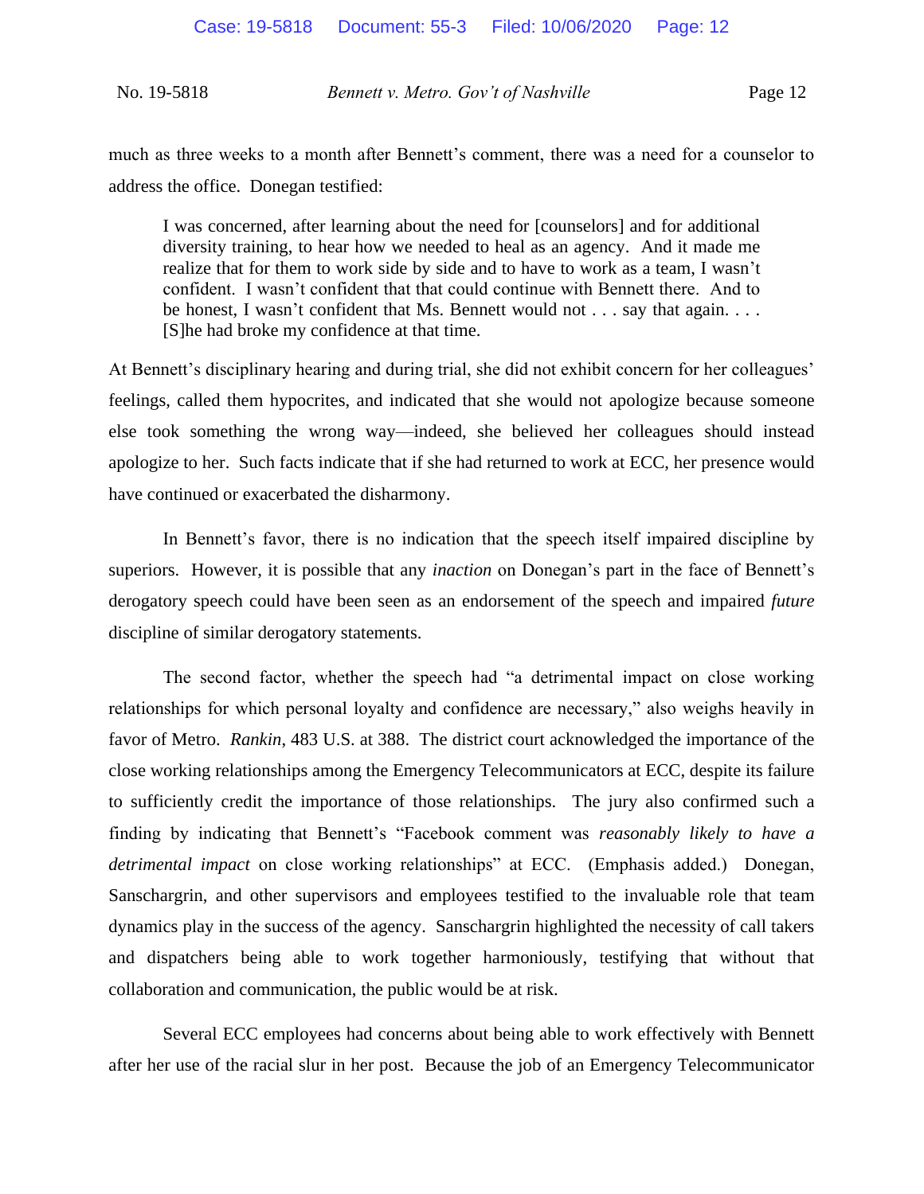much as three weeks to a month after Bennett's comment, there was a need for a counselor to address the office. Donegan testified:

> I was concerned, after learning about the need for [counselors] and for additional diversity training, to hear how we needed to heal as an agency. And it made me realize that for them to work side by side and to have to work as a team, I wasn't confident. I wasn't confident that that could continue with Bennett there. And to be honest, I wasn't confident that Ms. Bennett would not . . . say that again. . . . [S]he had broke my confidence at that time.

At Bennett's disciplinary hearing and during trial, she did not exhibit concern for her colleagues' feelings, called them hypocrites, and indicated that she would not apologize because someone else took something the wrong way—indeed, she believed her colleagues should instead apologize to her. Such facts indicate that if she had returned to work at ECC, her presence would have continued or exacerbated the disharmony.

In Bennett's favor, there is no indication that the speech itself impaired discipline by superiors. However, it is possible that any *inaction* on Donegan's part in the face of Bennett's derogatory speech could have been seen as an endorsement of the speech and impaired *future* discipline of similar derogatory statements.

The second factor, whether the speech had "a detrimental impact on close working relationships for which personal loyalty and confidence are necessary," also weighs heavily in favor of Metro. *Rankin*, 483 U.S. at 388. The district court acknowledged the importance of the close working relationships among the Emergency Telecommunicators at ECC, despite its failure to sufficiently credit the importance of those relationships. The jury also confirmed such a finding by indicating that Bennett's "Facebook comment was *reasonably likely to have a detrimental impact* on close working relationships" at ECC. (Emphasis added.) Donegan, Sanschargrin, and other supervisors and employees testified to the invaluable role that team dynamics play in the success of the agency. Sanschargrin highlighted the necessity of call takers and dispatchers being able to work together harmoniously, testifying that without that collaboration and communication, the public would be at risk.

Several ECC employees had concerns about being able to work effectively with Bennett after her use of the racial slur in her post. Because the job of an Emergency Telecommunicator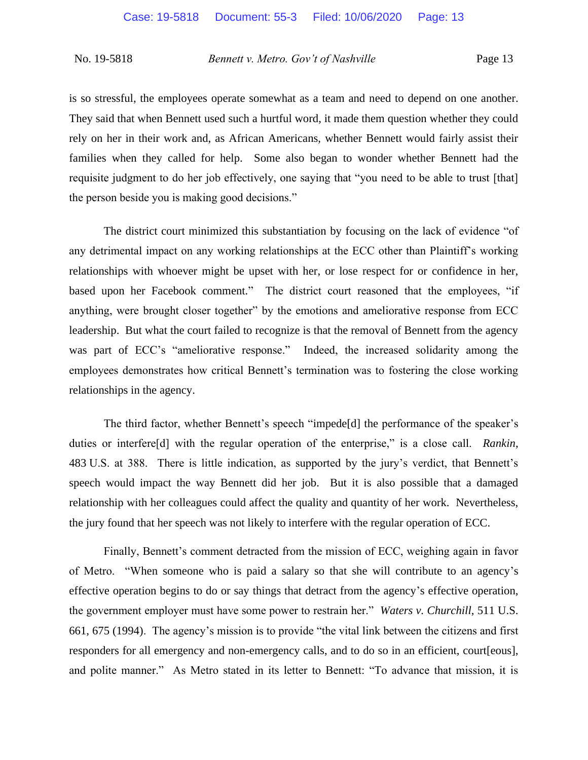is so stressful, the employees operate somewhat as a team and need to depend on one another. They said that when Bennett used such a hurtful word, it made them question whether they could rely on her in their work and, as African Americans, whether Bennett would fairly assist their families when they called for help. Some also began to wonder whether Bennett had the requisite judgment to do her job effectively, one saying that "you need to be able to trust [that] the person beside you is making good decisions."

The district court minimized this substantiation by focusing on the lack of evidence "of any detrimental impact on any working relationships at the ECC other than Plaintiff's working relationships with whoever might be upset with her, or lose respect for or confidence in her, based upon her Facebook comment." The district court reasoned that the employees, "if anything, were brought closer together" by the emotions and ameliorative response from ECC leadership. But what the court failed to recognize is that the removal of Bennett from the agency was part of ECC's "ameliorative response." Indeed, the increased solidarity among the employees demonstrates how critical Bennett's termination was to fostering the close working relationships in the agency.

The third factor, whether Bennett's speech "impede[d] the performance of the speaker's duties or interfere[d] with the regular operation of the enterprise," is a close call. *Rankin*, 483 U.S. at 388. There is little indication, as supported by the jury's verdict, that Bennett's speech would impact the way Bennett did her job. But it is also possible that a damaged relationship with her colleagues could affect the quality and quantity of her work. Nevertheless, the jury found that her speech was not likely to interfere with the regular operation of ECC.

Finally, Bennett's comment detracted from the mission of ECC, weighing again in favor of Metro. "When someone who is paid a salary so that she will contribute to an agency's effective operation begins to do or say things that detract from the agency's effective operation, the government employer must have some power to restrain her." *Waters v. Churchill*, 511 U.S. 661, 675 (1994). The agency's mission is to provide "the vital link between the citizens and first responders for all emergency and non-emergency calls, and to do so in an efficient, court[eous], and polite manner." As Metro stated in its letter to Bennett: "To advance that mission, it is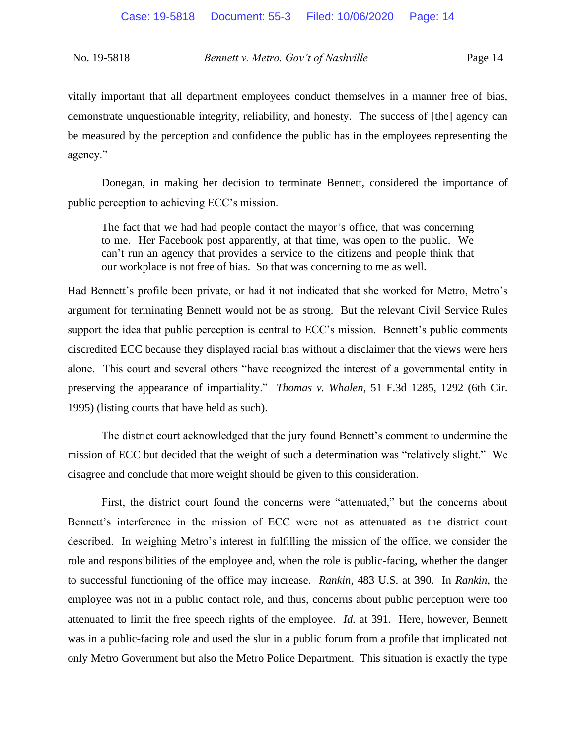vitally important that all department employees conduct themselves in a manner free of bias, demonstrate unquestionable integrity, reliability, and honesty. The success of [the] agency can be measured by the perception and confidence the public has in the employees representing the agency."

Donegan, in making her decision to terminate Bennett, considered the importance of public perception to achieving ECC's mission.

> The fact that we had had people contact the mayor's office, that was concerning to me. Her Facebook post apparently, at that time, was open to the public. We can't run an agency that provides a service to the citizens and people think that our workplace is not free of bias. So that was concerning to me as well.

Had Bennett's profile been private, or had it not indicated that she worked for Metro, Metro's argument for terminating Bennett would not be as strong. But the relevant Civil Service Rules support the idea that public perception is central to ECC's mission. Bennett's public comments discredited ECC because they displayed racial bias without a disclaimer that the views were hers alone. This court and several others "have recognized the interest of a governmental entity in preserving the appearance of impartiality." *Thomas v. Whalen*, 51 F.3d 1285, 1292 (6th Cir. 1995) (listing courts that have held as such).

The district court acknowledged that the jury found Bennett's comment to undermine the mission of ECC but decided that the weight of such a determination was "relatively slight." We disagree and conclude that more weight should be given to this consideration.

First, the district court found the concerns were "attenuated," but the concerns about Bennett's interference in the mission of ECC were not as attenuated as the district court described. In weighing Metro's interest in fulfilling the mission of the office, we consider the role and responsibilities of the employee and, when the role is public-facing, whether the danger to successful functioning of the office may increase. *Rankin*, 483 U.S. at 390. In *Rankin*, the employee was not in a public contact role, and thus, concerns about public perception were too attenuated to limit the free speech rights of the employee. *Id.* at 391. Here, however, Bennett was in a public-facing role and used the slur in a public forum from a profile that implicated not only Metro Government but also the Metro Police Department. This situation is exactly the type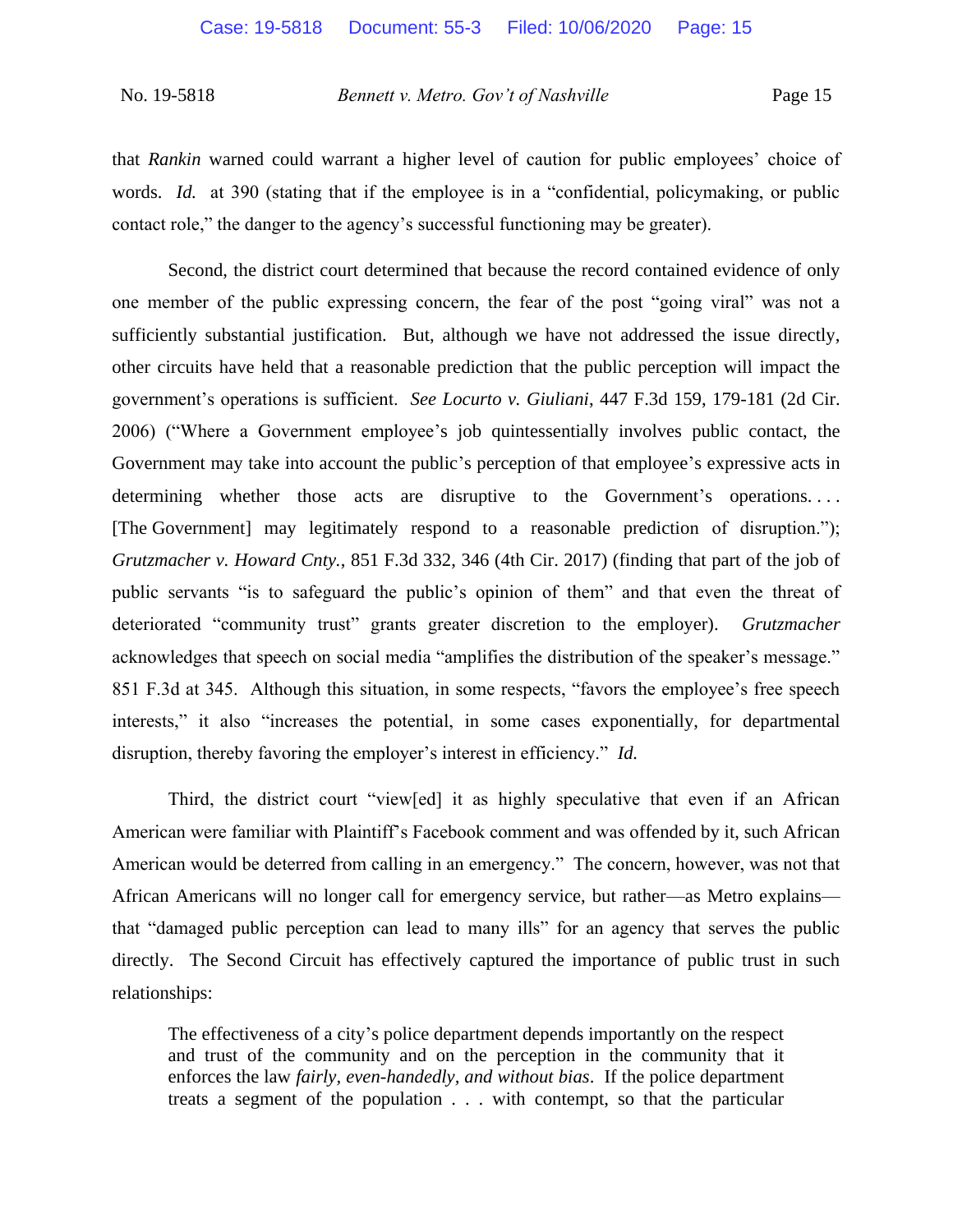that *Rankin* warned could warrant a higher level of caution for public employees' choice of words. *Id.* at 390 (stating that if the employee is in a "confidential, policymaking, or public contact role," the danger to the agency's successful functioning may be greater).

Second, the district court determined that because the record contained evidence of only one member of the public expressing concern, the fear of the post "going viral" was not a sufficiently substantial justification. But, although we have not addressed the issue directly, other circuits have held that a reasonable prediction that the public perception will impact the government's operations is sufficient. *See Locurto v. Giuliani*, 447 F.3d 159, 179-181 (2d Cir. 2006) ("Where a Government employee's job quintessentially involves public contact, the Government may take into account the public's perception of that employee's expressive acts in determining whether those acts are disruptive to the Government's operations. . . . [The Government] may legitimately respond to a reasonable prediction of disruption."); *Grutzmacher v. Howard Cnty.*, 851 F.3d 332, 346 (4th Cir. 2017) (finding that part of the job of public servants "is to safeguard the public's opinion of them" and that even the threat of deteriorated "community trust" grants greater discretion to the employer). *Grutzmacher* acknowledges that speech on social media "amplifies the distribution of the speaker's message." 851 F.3d at 345. Although this situation, in some respects, "favors the employee's free speech interests," it also "increases the potential, in some cases exponentially, for departmental disruption, thereby favoring the employer's interest in efficiency." *Id.*

Third, the district court "view[ed] it as highly speculative that even if an African American were familiar with Plaintiff's Facebook comment and was offended by it, such African American would be deterred from calling in an emergency." The concern, however, was not that African Americans will no longer call for emergency service, but rather—as Metro explains—that "damaged public perception can lead to many ills" for an agency that serves the public directly. The Second Circuit has effectively captured the importance of public trust in such relationships:

> The effectiveness of a city's police department depends importantly on the respect and trust of the community and on the perception in the community that it enforces the law *fairly, even-handedly, and without bias*. If the police department treats a segment of the population . . . with contempt, so that the particular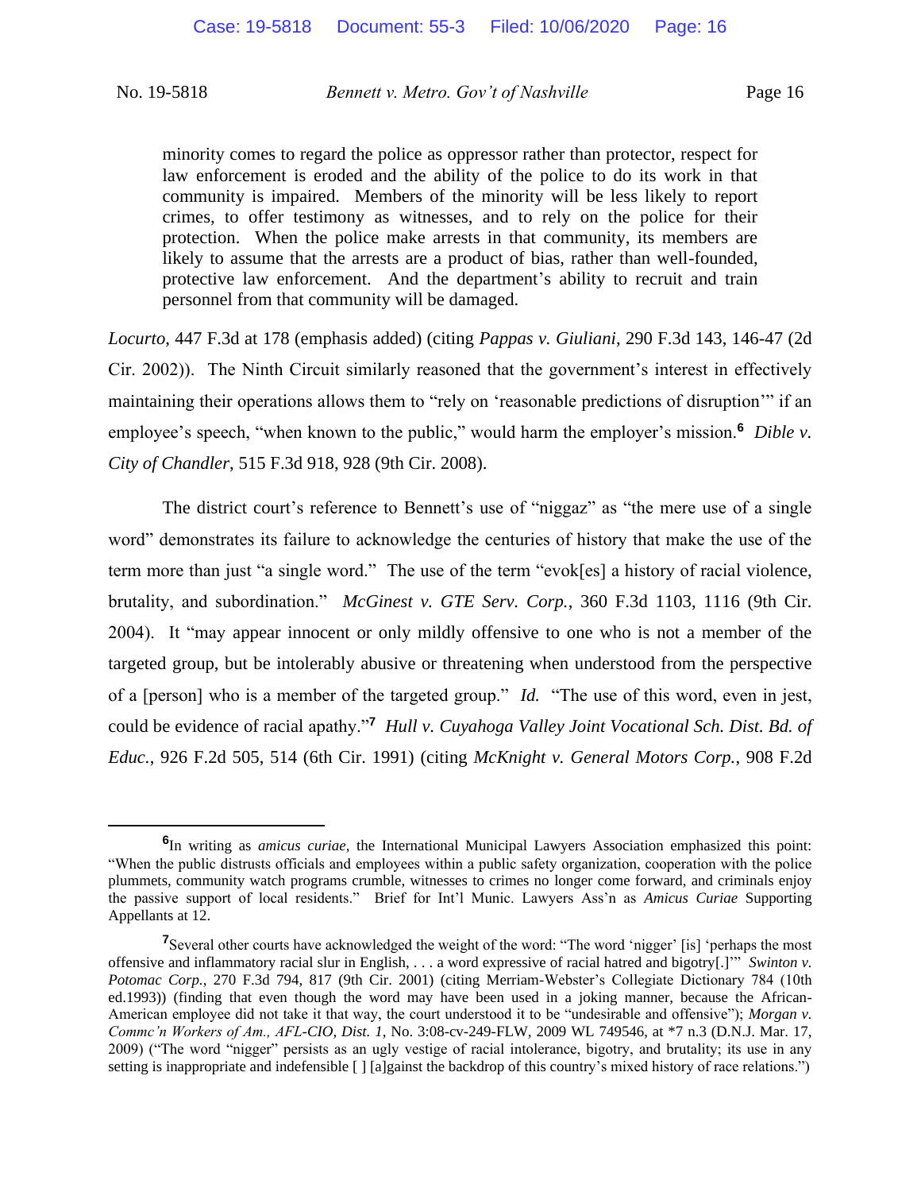> minority comes to regard the police as oppressor rather than protector, respect for law enforcement is eroded and the ability of the police to do its work in that community is impaired. Members of the minority will be less likely to report crimes, to offer testimony as witnesses, and to rely on the police for their protection. When the police make arrests in that community, its members are likely to assume that the arrests are a product of bias, rather than well-founded, protective law enforcement. And the department's ability to recruit and train personnel from that community will be damaged.

*Locurto*, 447 F.3d at 178 (emphasis added) (citing *Pappas v. Giuliani*, 290 F.3d 143, 146-47 (2d Cir. 2002)). The Ninth Circuit similarly reasoned that the government's interest in effectively maintaining their operations allows them to "rely on 'reasonable predictions of disruption'" if an employee's speech, "when known to the public," would harm the employer's mission.[6] *Dible v. City of Chandler*, 515 F.3d 918, 928 (9th Cir. 2008).

The district court's reference to Bennett's use of "niggaz" as "the mere use of a single word" demonstrates its failure to acknowledge the centuries of history that make the use of the term more than just "a single word." The use of the term "evok[es] a history of racial violence, brutality, and subordination." *McGinest v. GTE Serv. Corp.*, 360 F.3d 1103, 1116 (9th Cir. 2004). It "may appear innocent or only mildly offensive to one who is not a member of the targeted group, but be intolerably abusive or threatening when understood from the perspective of a [person] who is a member of the targeted group." *Id.* "The use of this word, even in jest, could be evidence of racial apathy."[7] *Hull v. Cuyahoga Valley Joint Vocational Sch. Dist. Bd. of Educ.*, 926 F.2d 505, 514 (6th Cir. 1991) (citing *McKnight v. General Motors Corp.*, 908 F.2d

---

[6]In writing as *amicus curiae*, the International Municipal Lawyers Association emphasized this point: "When the public distrusts officials and employees within a public safety organization, cooperation with the police plummets, community watch programs crumble, witnesses to crimes no longer come forward, and criminals enjoy the passive support of local residents." Brief for Int'l Munic. Lawyers Ass'n as *Amicus Curiae* Supporting Appellants at 12.

[7]Several other courts have acknowledged the weight of the word: "The word 'nigger' [is] 'perhaps the most offensive and inflammatory racial slur in English, . . . a word expressive of racial hatred and bigotry[.]'" *Swinton v. Potomac Corp.*, 270 F.3d 794, 817 (9th Cir. 2001) (citing Merriam-Webster's Collegiate Dictionary 784 (10th ed.1993)) (finding that even though the word may have been used in a joking manner, because the African-American employee did not take it that way, the court understood it to be "undesirable and offensive"); *Morgan v. Commc'n Workers of Am., AFL-CIO, Dist. 1*, No. 3:08-cv-249-FLW, 2009 WL 749546, at *7 n.3 (D.N.J. Mar. 17, 2009) ("The word "nigger" persists as an ugly vestige of racial intolerance, bigotry, and brutality; its use in any setting is inappropriate and indefensible [ ] [a]gainst the backdrop of this country's mixed history of race relations.")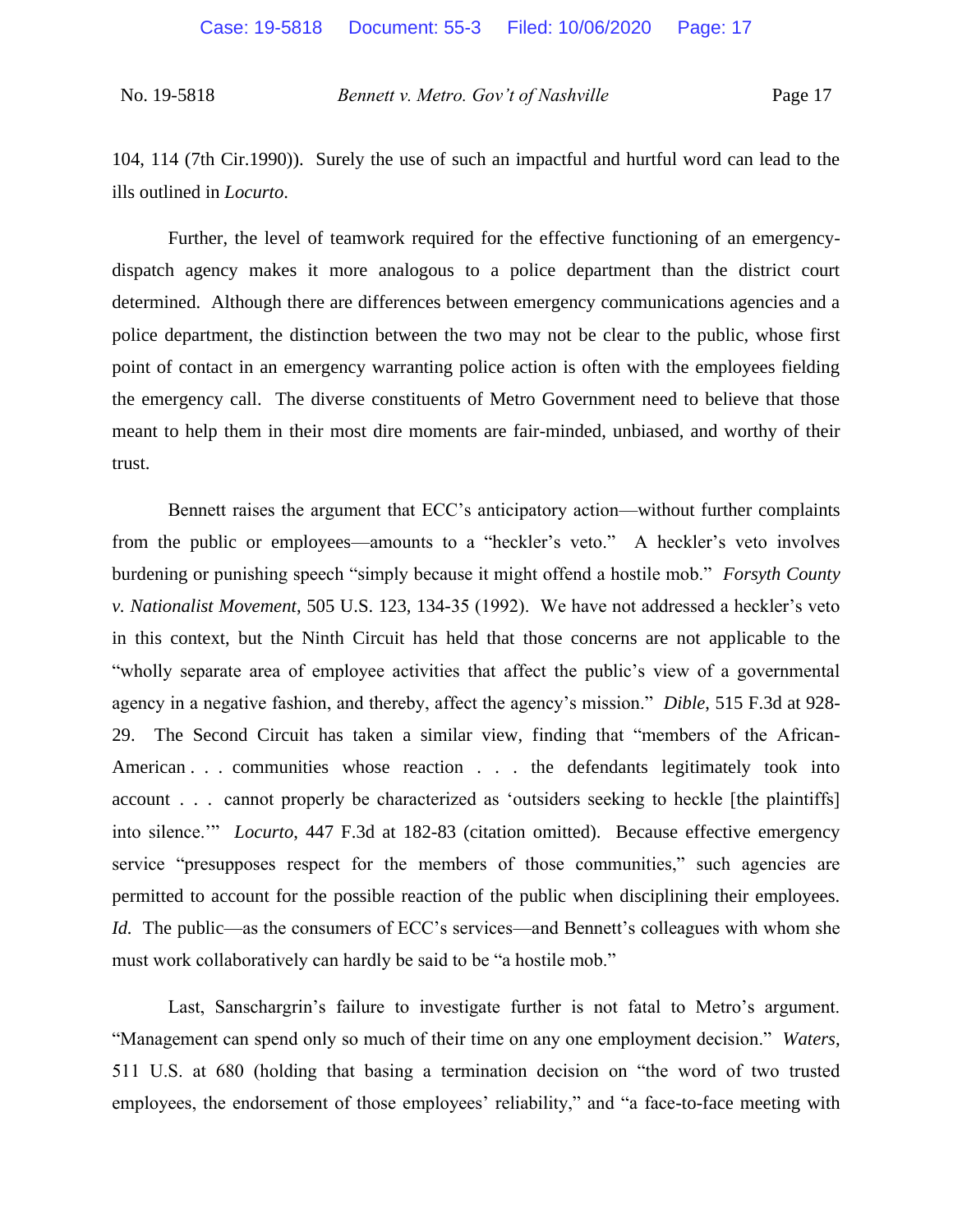104, 114 (7th Cir.1990)). Surely the use of such an impactful and hurtful word can lead to the ills outlined in *Locurto*.

Further, the level of teamwork required for the effective functioning of an emergency-dispatch agency makes it more analogous to a police department than the district court determined. Although there are differences between emergency communications agencies and a police department, the distinction between the two may not be clear to the public, whose first point of contact in an emergency warranting police action is often with the employees fielding the emergency call. The diverse constituents of Metro Government need to believe that those meant to help them in their most dire moments are fair-minded, unbiased, and worthy of their trust.

Bennett raises the argument that ECC's anticipatory action—without further complaints from the public or employees—amounts to a "heckler's veto." A heckler's veto involves burdening or punishing speech "simply because it might offend a hostile mob." *Forsyth County v. Nationalist Movement*, 505 U.S. 123, 134-35 (1992). We have not addressed a heckler's veto in this context, but the Ninth Circuit has held that those concerns are not applicable to the "wholly separate area of employee activities that affect the public's view of a governmental agency in a negative fashion, and thereby, affect the agency's mission." *Dible*, 515 F.3d at 928-29. The Second Circuit has taken a similar view, finding that "members of the African-American . . . communities whose reaction . . . the defendants legitimately took into account . . . cannot properly be characterized as 'outsiders seeking to heckle [the plaintiffs] into silence.'" *Locurto*, 447 F.3d at 182-83 (citation omitted). Because effective emergency service "presupposes respect for the members of those communities," such agencies are permitted to account for the possible reaction of the public when disciplining their employees. *Id.* The public—as the consumers of ECC's services—and Bennett's colleagues with whom she must work collaboratively can hardly be said to be "a hostile mob."

Last, Sanschargrin's failure to investigate further is not fatal to Metro's argument. "Management can spend only so much of their time on any one employment decision." *Waters*, 511 U.S. at 680 (holding that basing a termination decision on "the word of two trusted employees, the endorsement of those employees' reliability," and "a face-to-face meeting with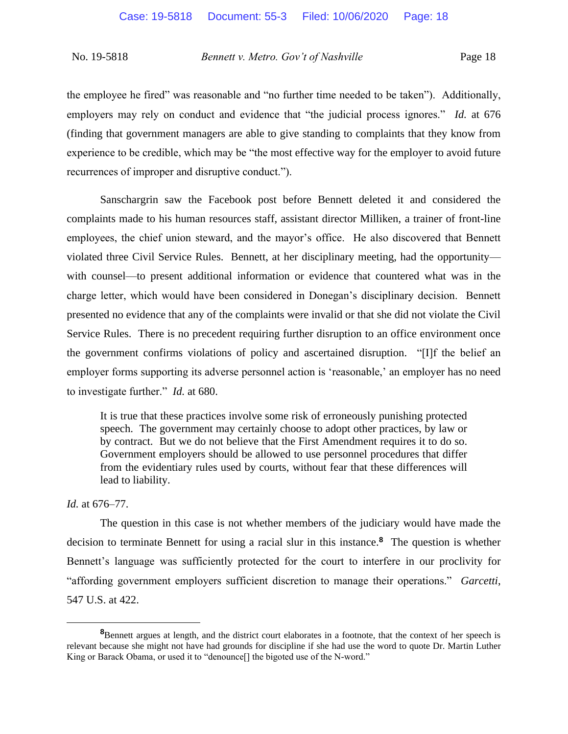the employee he fired" was reasonable and "no further time needed to be taken"). Additionally, employers may rely on conduct and evidence that "the judicial process ignores." *Id.* at 676 (finding that government managers are able to give standing to complaints that they know from experience to be credible, which may be "the most effective way for the employer to avoid future recurrences of improper and disruptive conduct.").

Sanschargrin saw the Facebook post before Bennett deleted it and considered the complaints made to his human resources staff, assistant director Milliken, a trainer of front-line employees, the chief union steward, and the mayor's office. He also discovered that Bennett violated three Civil Service Rules. Bennett, at her disciplinary meeting, had the opportunity—with counsel—to present additional information or evidence that countered what was in the charge letter, which would have been considered in Donegan's disciplinary decision. Bennett presented no evidence that any of the complaints were invalid or that she did not violate the Civil Service Rules. There is no precedent requiring further disruption to an office environment once the government confirms violations of policy and ascertained disruption. "[I]f the belief an employer forms supporting its adverse personnel action is 'reasonable,' an employer has no need to investigate further." *Id.* at 680.

> It is true that these practices involve some risk of erroneously punishing protected speech. The government may certainly choose to adopt other practices, by law or by contract. But we do not believe that the First Amendment requires it to do so. Government employers should be allowed to use personnel procedures that differ from the evidentiary rules used by courts, without fear that these differences will lead to liability.

*Id.* at 676–77.

The question in this case is not whether members of the judiciary would have made the decision to terminate Bennett for using a racial slur in this instance.[8] The question is whether Bennett's language was sufficiently protected for the court to interfere in our proclivity for "affording government employers sufficient discretion to manage their operations." *Garcetti*, 547 U.S. at 422.

---

[8]Bennett argues at length, and the district court elaborates in a footnote, that the context of her speech is relevant because she might not have had grounds for discipline if she had use the word to quote Dr. Martin Luther King or Barack Obama, or used it to "denounce[] the bigoted use of the N-word."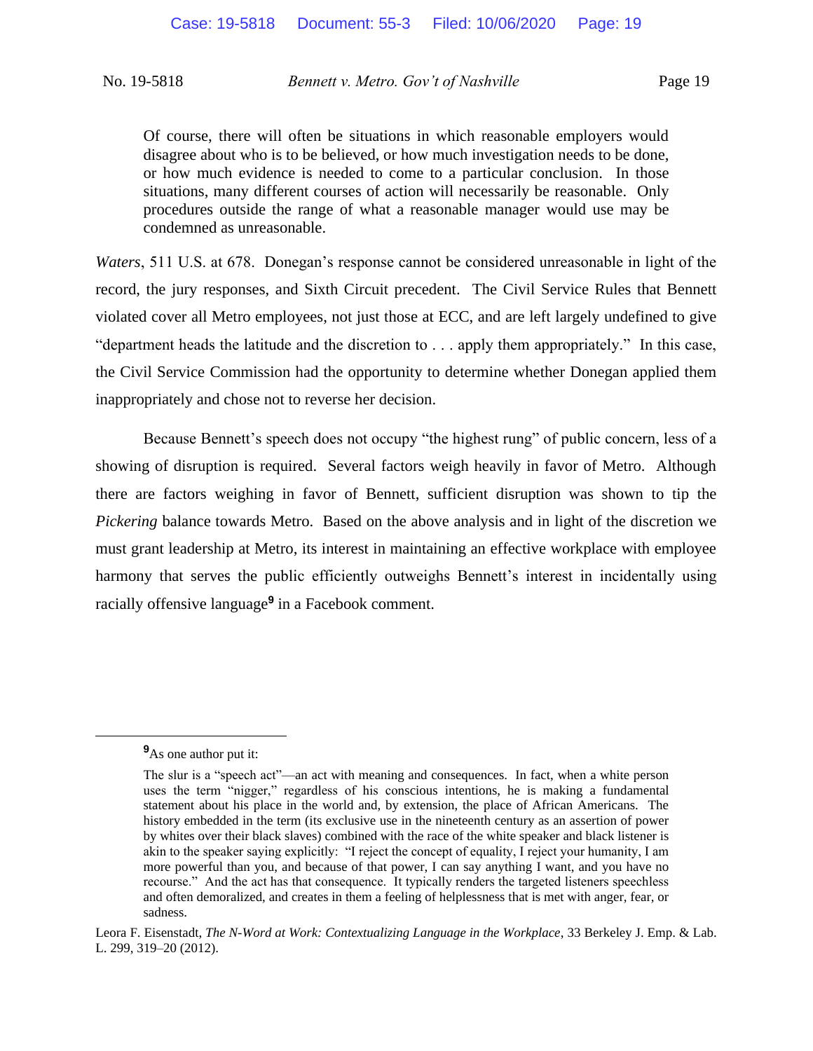> Of course, there will often be situations in which reasonable employers would disagree about who is to be believed, or how much investigation needs to be done, or how much evidence is needed to come to a particular conclusion. In those situations, many different courses of action will necessarily be reasonable. Only procedures outside the range of what a reasonable manager would use may be condemned as unreasonable.

*Waters*, 511 U.S. at 678. Donegan's response cannot be considered unreasonable in light of the record, the jury responses, and Sixth Circuit precedent. The Civil Service Rules that Bennett violated cover all Metro employees, not just those at ECC, and are left largely undefined to give "department heads the latitude and the discretion to . . . apply them appropriately." In this case, the Civil Service Commission had the opportunity to determine whether Donegan applied them inappropriately and chose not to reverse her decision.

Because Bennett's speech does not occupy "the highest rung" of public concern, less of a showing of disruption is required. Several factors weigh heavily in favor of Metro. Although there are factors weighing in favor of Bennett, sufficient disruption was shown to tip the *Pickering* balance towards Metro. Based on the above analysis and in light of the discretion we must grant leadership at Metro, its interest in maintaining an effective workplace with employee harmony that serves the public efficiently outweighs Bennett's interest in incidentally using racially offensive language[9] in a Facebook comment.

---

[9]As one author put it:

> The slur is a "speech act"—an act with meaning and consequences. In fact, when a white person uses the term "nigger," regardless of his conscious intentions, he is making a fundamental statement about his place in the world and, by extension, the place of African Americans. The history embedded in the term (its exclusive use in the nineteenth century as an assertion of power by whites over their black slaves) combined with the race of the white speaker and black listener is akin to the speaker saying explicitly: "I reject the concept of equality, I reject your humanity, I am more powerful than you, and because of that power, I can say anything I want, and you have no recourse." And the act has that consequence. It typically renders the targeted listeners speechless and often demoralized, and creates in them a feeling of helplessness that is met with anger, fear, or sadness.

Leora F. Eisenstadt, *The N-Word at Work: Contextualizing Language in the Workplace*, 33 Berkeley J. Emp. & Lab. L. 299, 319–20 (2012).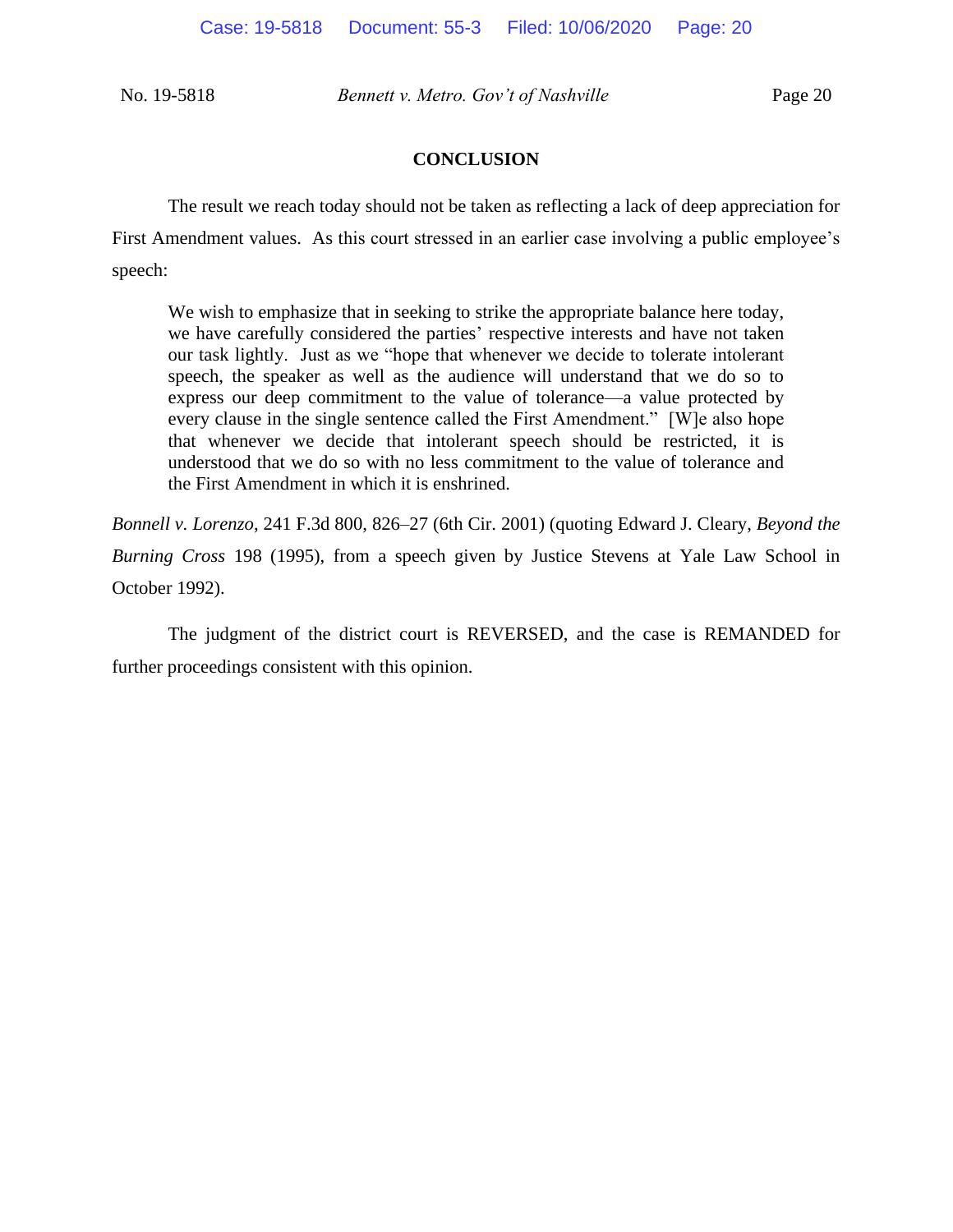## CONCLUSION

The result we reach today should not be taken as reflecting a lack of deep appreciation for First Amendment values. As this court stressed in an earlier case involving a public employee's speech:

> We wish to emphasize that in seeking to strike the appropriate balance here today, we have carefully considered the parties' respective interests and have not taken our task lightly. Just as we "hope that whenever we decide to tolerate intolerant speech, the speaker as well as the audience will understand that we do so to express our deep commitment to the value of tolerance—a value protected by every clause in the single sentence called the First Amendment." [W]e also hope that whenever we decide that intolerant speech should be restricted, it is understood that we do so with no less commitment to the value of tolerance and the First Amendment in which it is enshrined.

*Bonnell v. Lorenzo*, 241 F.3d 800, 826–27 (6th Cir. 2001) (quoting Edward J. Cleary, *Beyond the Burning Cross* 198 (1995), from a speech given by Justice Stevens at Yale Law School in October 1992).

The judgment of the district court is REVERSED, and the case is REMANDED for further proceedings consistent with this opinion.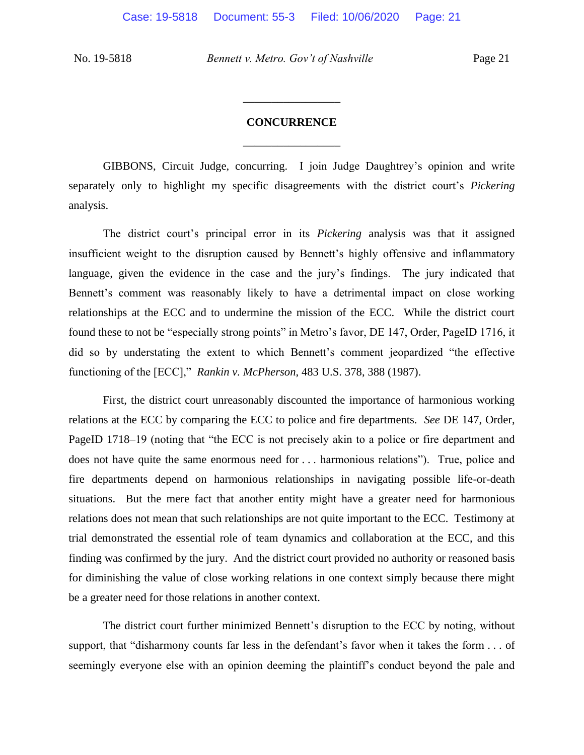## CONCURRENCE

GIBBONS, Circuit Judge, concurring. I join Judge Daughtrey's opinion and write separately only to highlight my specific disagreements with the district court's *Pickering* analysis.

The district court's principal error in its *Pickering* analysis was that it assigned insufficient weight to the disruption caused by Bennett's highly offensive and inflammatory language, given the evidence in the case and the jury's findings. The jury indicated that Bennett's comment was reasonably likely to have a detrimental impact on close working relationships at the ECC and to undermine the mission of the ECC. While the district court found these to not be "especially strong points" in Metro's favor, DE 147, Order, PageID 1716, it did so by understating the extent to which Bennett's comment jeopardized "the effective functioning of the [ECC]," *Rankin v. McPherson*, 483 U.S. 378, 388 (1987).

First, the district court unreasonably discounted the importance of harmonious working relations at the ECC by comparing the ECC to police and fire departments. *See* DE 147, Order, PageID 1718–19 (noting that "the ECC is not precisely akin to a police or fire department and does not have quite the same enormous need for . . . harmonious relations"). True, police and fire departments depend on harmonious relationships in navigating possible life-or-death situations. But the mere fact that another entity might have a greater need for harmonious relations does not mean that such relationships are not quite important to the ECC. Testimony at trial demonstrated the essential role of team dynamics and collaboration at the ECC, and this finding was confirmed by the jury. And the district court provided no authority or reasoned basis for diminishing the value of close working relations in one context simply because there might be a greater need for those relations in another context.

The district court further minimized Bennett's disruption to the ECC by noting, without support, that "disharmony counts far less in the defendant's favor when it takes the form . . . of seemingly everyone else with an opinion deeming the plaintiff's conduct beyond the pale and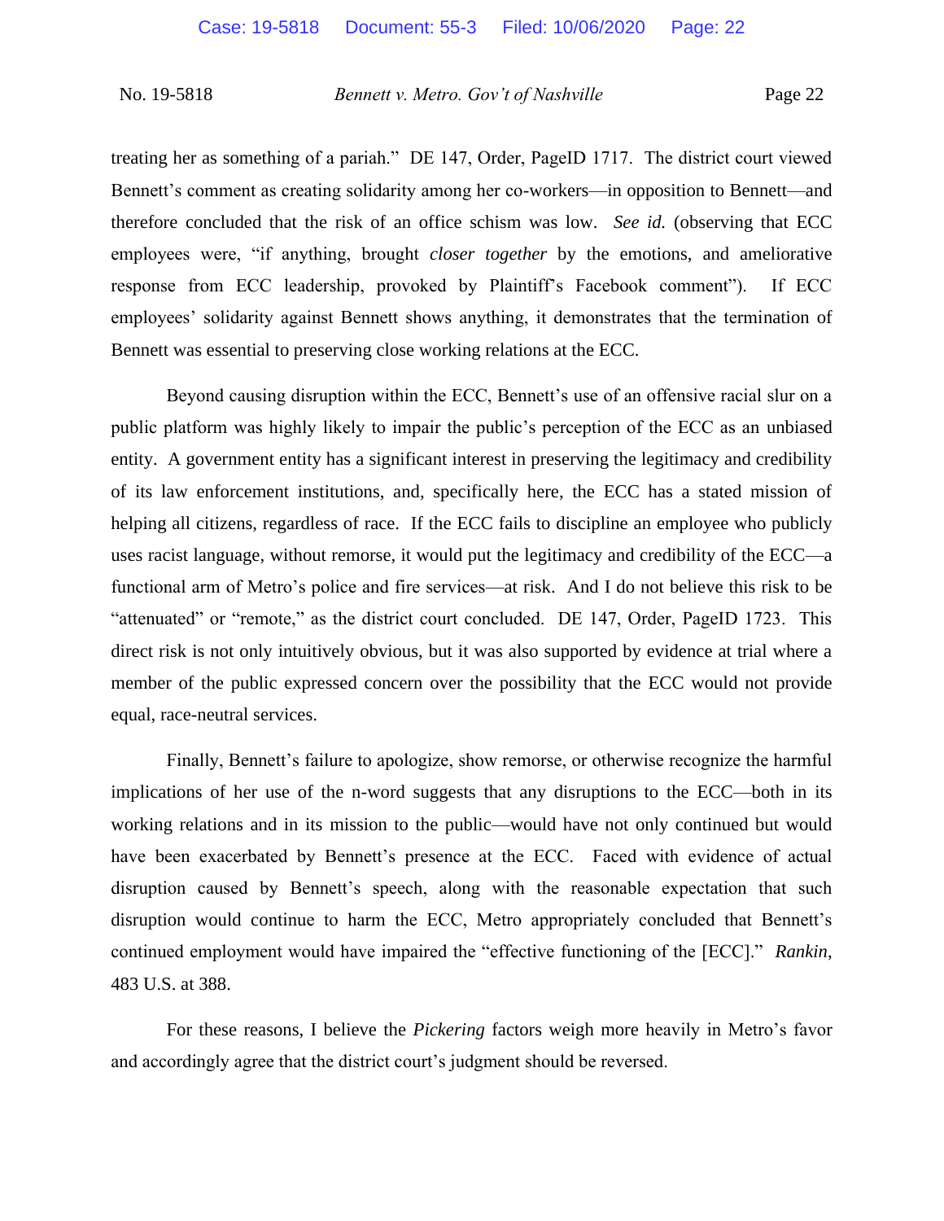treating her as something of a pariah." DE 147, Order, PageID 1717. The district court viewed Bennett's comment as creating solidarity among her co-workers—in opposition to Bennett—and therefore concluded that the risk of an office schism was low. *See id.* (observing that ECC employees were, "if anything, brought *closer together* by the emotions, and ameliorative response from ECC leadership, provoked by Plaintiff's Facebook comment"). If ECC employees' solidarity against Bennett shows anything, it demonstrates that the termination of Bennett was essential to preserving close working relations at the ECC.

Beyond causing disruption within the ECC, Bennett's use of an offensive racial slur on a public platform was highly likely to impair the public's perception of the ECC as an unbiased entity. A government entity has a significant interest in preserving the legitimacy and credibility of its law enforcement institutions, and, specifically here, the ECC has a stated mission of helping all citizens, regardless of race. If the ECC fails to discipline an employee who publicly uses racist language, without remorse, it would put the legitimacy and credibility of the ECC—a functional arm of Metro's police and fire services—at risk. And I do not believe this risk to be "attenuated" or "remote," as the district court concluded. DE 147, Order, PageID 1723. This direct risk is not only intuitively obvious, but it was also supported by evidence at trial where a member of the public expressed concern over the possibility that the ECC would not provide equal, race-neutral services.

Finally, Bennett's failure to apologize, show remorse, or otherwise recognize the harmful implications of her use of the n-word suggests that any disruptions to the ECC—both in its working relations and in its mission to the public—would have not only continued but would have been exacerbated by Bennett's presence at the ECC. Faced with evidence of actual disruption caused by Bennett's speech, along with the reasonable expectation that such disruption would continue to harm the ECC, Metro appropriately concluded that Bennett's continued employment would have impaired the "effective functioning of the [ECC]." *Rankin*, 483 U.S. at 388.

For these reasons, I believe the *Pickering* factors weigh more heavily in Metro's favor and accordingly agree that the district court's judgment should be reversed.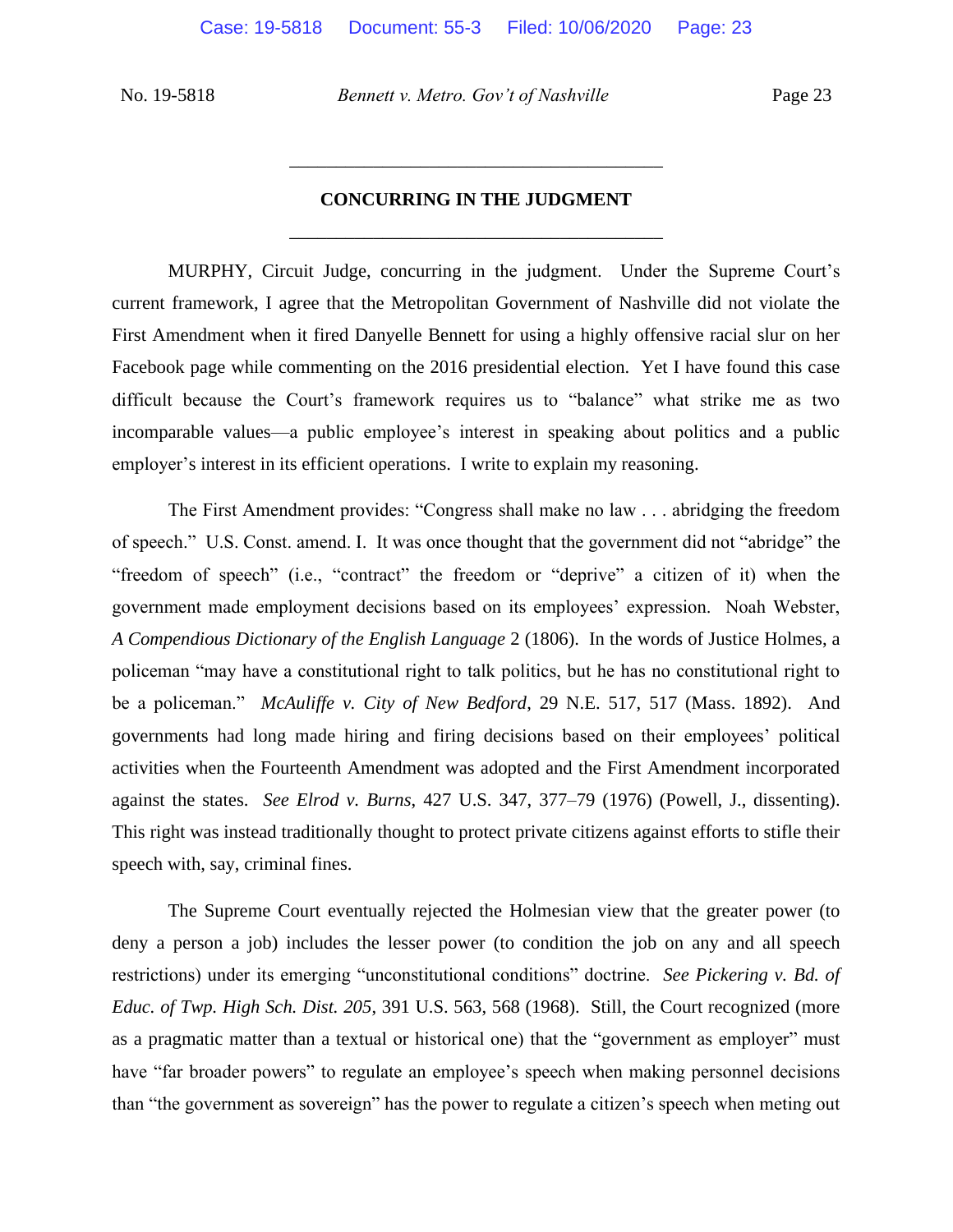## CONCURRING IN THE JUDGMENT

MURPHY, Circuit Judge, concurring in the judgment. Under the Supreme Court's current framework, I agree that the Metropolitan Government of Nashville did not violate the First Amendment when it fired Danyelle Bennett for using a highly offensive racial slur on her Facebook page while commenting on the 2016 presidential election. Yet I have found this case difficult because the Court's framework requires us to "balance" what strike me as two incomparable values—a public employee's interest in speaking about politics and a public employer's interest in its efficient operations. I write to explain my reasoning.

The First Amendment provides: "Congress shall make no law . . . abridging the freedom of speech." U.S. Const. amend. I. It was once thought that the government did not "abridge" the "freedom of speech" (i.e., "contract" the freedom or "deprive" a citizen of it) when the government made employment decisions based on its employees' expression. Noah Webster, *A Compendious Dictionary of the English Language* 2 (1806). In the words of Justice Holmes, a policeman "may have a constitutional right to talk politics, but he has no constitutional right to be a policeman." *McAuliffe v. City of New Bedford*, 29 N.E. 517, 517 (Mass. 1892). And governments had long made hiring and firing decisions based on their employees' political activities when the Fourteenth Amendment was adopted and the First Amendment incorporated against the states. *See Elrod v. Burns*, 427 U.S. 347, 377–79 (1976) (Powell, J., dissenting). This right was instead traditionally thought to protect private citizens against efforts to stifle their speech with, say, criminal fines.

The Supreme Court eventually rejected the Holmesian view that the greater power (to deny a person a job) includes the lesser power (to condition the job on any and all speech restrictions) under its emerging "unconstitutional conditions" doctrine. *See Pickering v. Bd. of Educ. of Twp. High Sch. Dist. 205*, 391 U.S. 563, 568 (1968). Still, the Court recognized (more as a pragmatic matter than a textual or historical one) that the "government as employer" must have "far broader powers" to regulate an employee's speech when making personnel decisions than "the government as sovereign" has the power to regulate a citizen's speech when meting out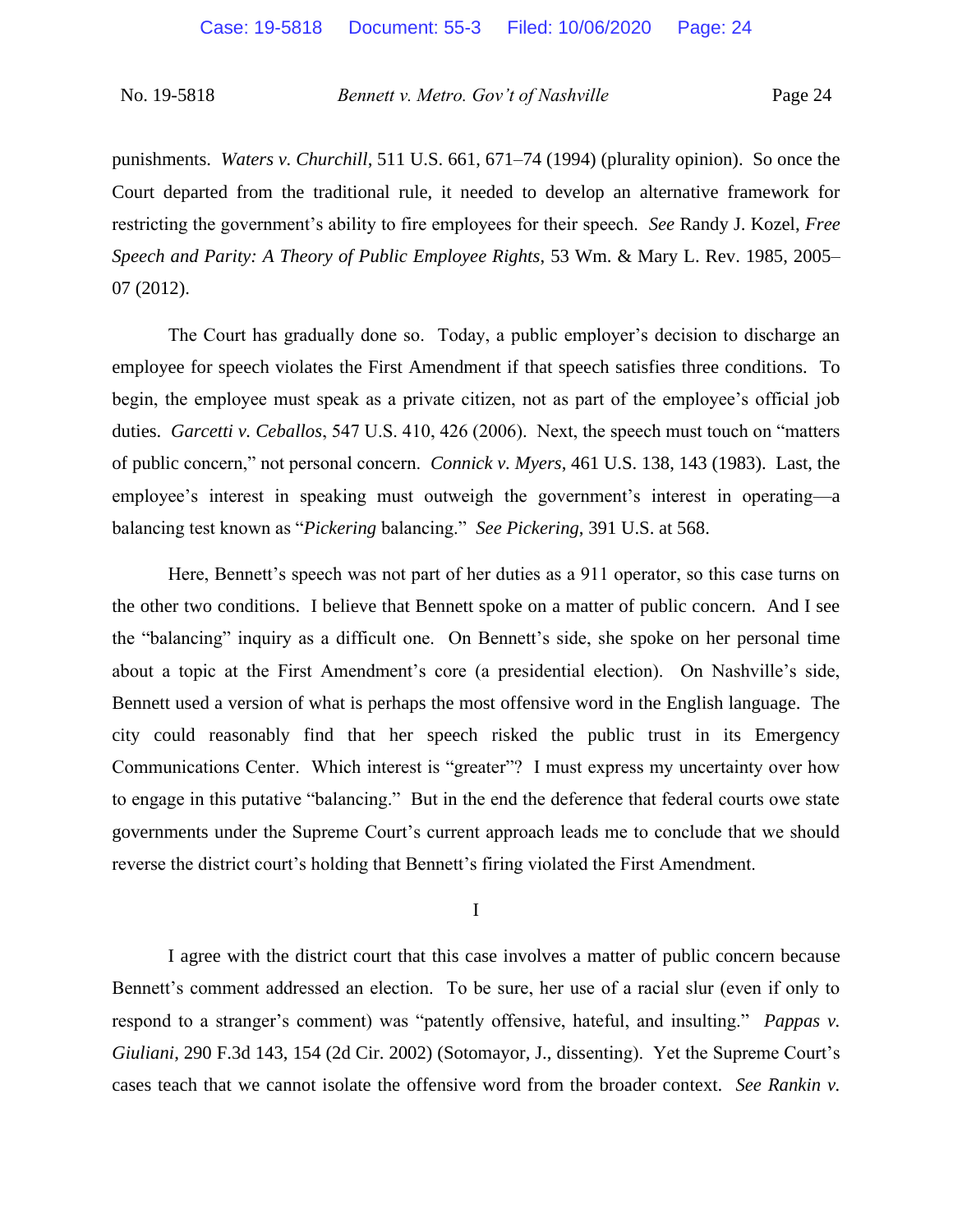punishments. *Waters v. Churchill*, 511 U.S. 661, 671–74 (1994) (plurality opinion). So once the Court departed from the traditional rule, it needed to develop an alternative framework for restricting the government's ability to fire employees for their speech. *See* Randy J. Kozel, *Free Speech and Parity: A Theory of Public Employee Rights*, 53 Wm. & Mary L. Rev. 1985, 2005–07 (2012).

The Court has gradually done so. Today, a public employer's decision to discharge an employee for speech violates the First Amendment if that speech satisfies three conditions. To begin, the employee must speak as a private citizen, not as part of the employee's official job duties. *Garcetti v. Ceballos*, 547 U.S. 410, 426 (2006). Next, the speech must touch on "matters of public concern," not personal concern. *Connick v. Myers*, 461 U.S. 138, 143 (1983). Last, the employee's interest in speaking must outweigh the government's interest in operating—a balancing test known as "*Pickering* balancing." *See Pickering*, 391 U.S. at 568.

Here, Bennett's speech was not part of her duties as a 911 operator, so this case turns on the other two conditions. I believe that Bennett spoke on a matter of public concern. And I see the "balancing" inquiry as a difficult one. On Bennett's side, she spoke on her personal time about a topic at the First Amendment's core (a presidential election). On Nashville's side, Bennett used a version of what is perhaps the most offensive word in the English language. The city could reasonably find that her speech risked the public trust in its Emergency Communications Center. Which interest is "greater"? I must express my uncertainty over how to engage in this putative "balancing." But in the end the deference that federal courts owe state governments under the Supreme Court's current approach leads me to conclude that we should reverse the district court's holding that Bennett's firing violated the First Amendment.

## I

I agree with the district court that this case involves a matter of public concern because Bennett's comment addressed an election. To be sure, her use of a racial slur (even if only to respond to a stranger's comment) was "patently offensive, hateful, and insulting." *Pappas v. Giuliani*, 290 F.3d 143, 154 (2d Cir. 2002) (Sotomayor, J., dissenting). Yet the Supreme Court's cases teach that we cannot isolate the offensive word from the broader context. *See Rankin v.*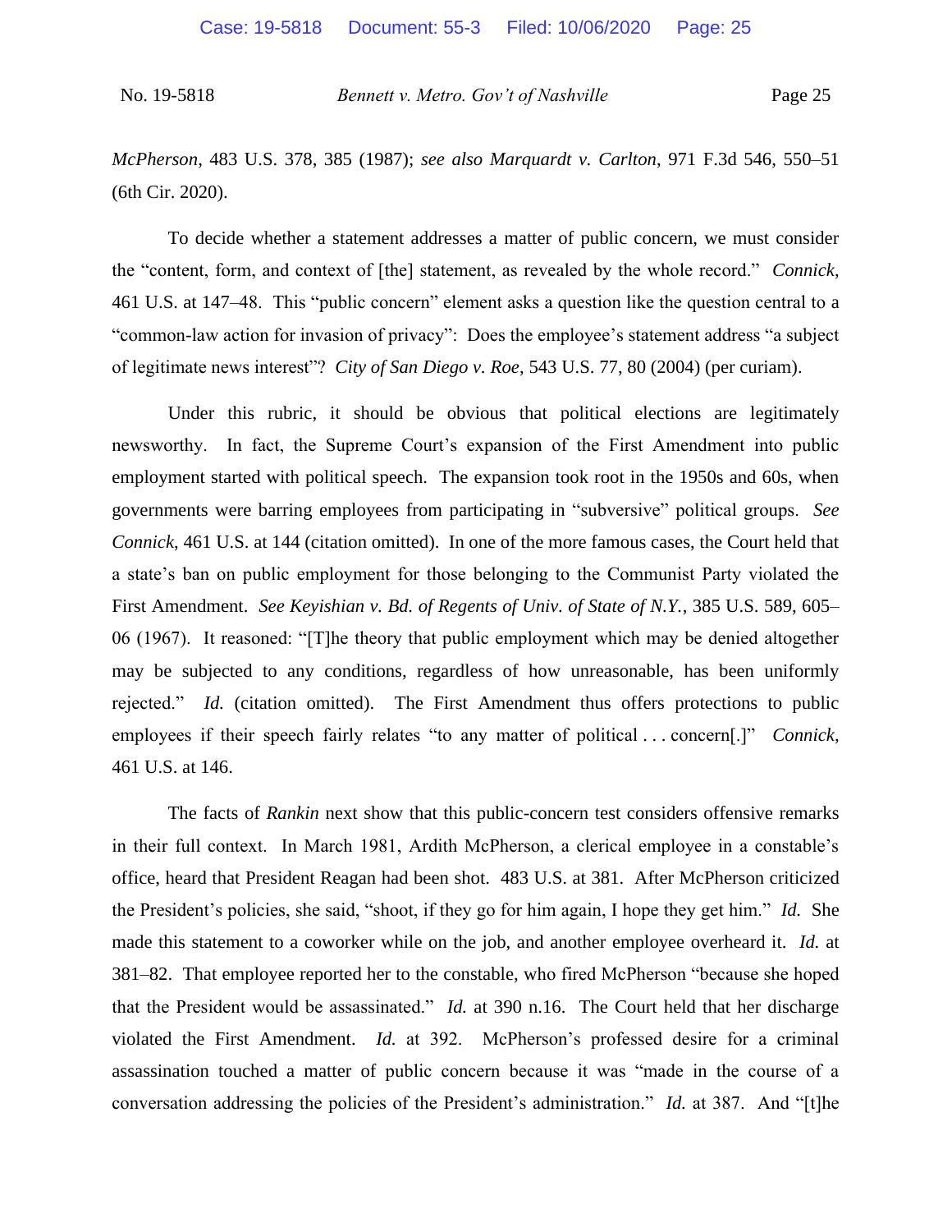*McPherson*, 483 U.S. 378, 385 (1987); *see also Marquardt v. Carlton*, 971 F.3d 546, 550–51 (6th Cir. 2020).

To decide whether a statement addresses a matter of public concern, we must consider the "content, form, and context of [the] statement, as revealed by the whole record." *Connick*, 461 U.S. at 147–48. This "public concern" element asks a question like the question central to a "common-law action for invasion of privacy": Does the employee's statement address "a subject of legitimate news interest"? *City of San Diego v. Roe*, 543 U.S. 77, 80 (2004) (per curiam).

Under this rubric, it should be obvious that political elections are legitimately newsworthy. In fact, the Supreme Court's expansion of the First Amendment into public employment started with political speech. The expansion took root in the 1950s and 60s, when governments were barring employees from participating in "subversive" political groups. *See Connick*, 461 U.S. at 144 (citation omitted). In one of the more famous cases, the Court held that a state's ban on public employment for those belonging to the Communist Party violated the First Amendment. *See Keyishian v. Bd. of Regents of Univ. of State of N.Y.*, 385 U.S. 589, 605–06 (1967). It reasoned: "[T]he theory that public employment which may be denied altogether may be subjected to any conditions, regardless of how unreasonable, has been uniformly rejected." *Id.* (citation omitted). The First Amendment thus offers protections to public employees if their speech fairly relates "to any matter of political . . . concern[.]" *Connick*, 461 U.S. at 146.

The facts of *Rankin* next show that this public-concern test considers offensive remarks in their full context. In March 1981, Ardith McPherson, a clerical employee in a constable's office, heard that President Reagan had been shot. 483 U.S. at 381. After McPherson criticized the President's policies, she said, "shoot, if they go for him again, I hope they get him." *Id.* She made this statement to a coworker while on the job, and another employee overheard it. *Id.* at 381–82. That employee reported her to the constable, who fired McPherson "because she hoped that the President would be assassinated." *Id.* at 390 n.16. The Court held that her discharge violated the First Amendment. *Id.* at 392. McPherson's professed desire for a criminal assassination touched a matter of public concern because it was "made in the course of a conversation addressing the policies of the President's administration." *Id.* at 387. And "[t]he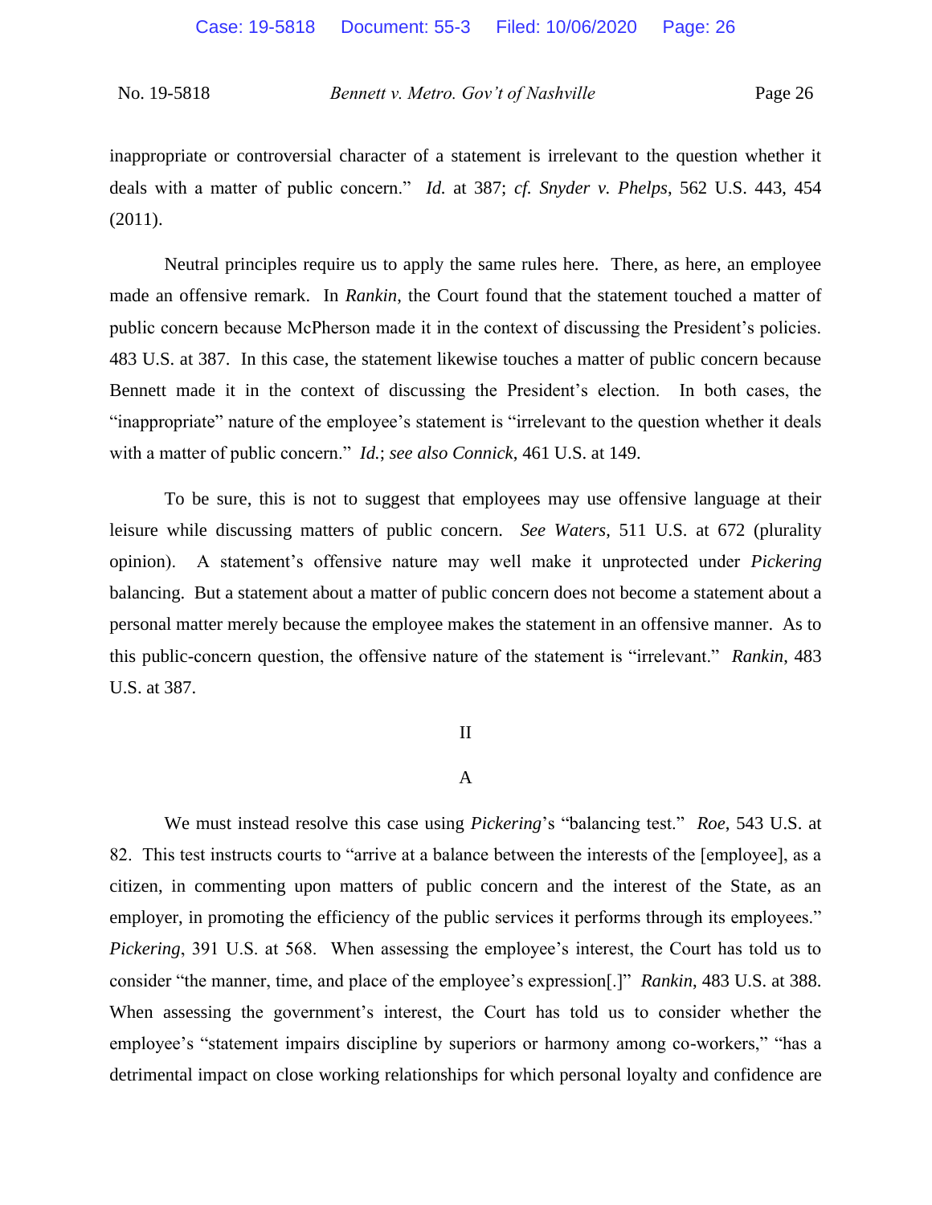inappropriate or controversial character of a statement is irrelevant to the question whether it deals with a matter of public concern." *Id.* at 387; *cf. Snyder v. Phelps*, 562 U.S. 443, 454 (2011).

Neutral principles require us to apply the same rules here. There, as here, an employee made an offensive remark. In *Rankin*, the Court found that the statement touched a matter of public concern because McPherson made it in the context of discussing the President's policies. 483 U.S. at 387. In this case, the statement likewise touches a matter of public concern because Bennett made it in the context of discussing the President's election. In both cases, the "inappropriate" nature of the employee's statement is "irrelevant to the question whether it deals with a matter of public concern." *Id.*; *see also Connick*, 461 U.S. at 149.

To be sure, this is not to suggest that employees may use offensive language at their leisure while discussing matters of public concern. *See Waters*, 511 U.S. at 672 (plurality opinion). A statement's offensive nature may well make it unprotected under *Pickering* balancing. But a statement about a matter of public concern does not become a statement about a personal matter merely because the employee makes the statement in an offensive manner. As to this public-concern question, the offensive nature of the statement is "irrelevant." *Rankin*, 483 U.S. at 387.

## II

### A

We must instead resolve this case using *Pickering*'s "balancing test." *Roe*, 543 U.S. at 82. This test instructs courts to "arrive at a balance between the interests of the [employee], as a citizen, in commenting upon matters of public concern and the interest of the State, as an employer, in promoting the efficiency of the public services it performs through its employees." *Pickering*, 391 U.S. at 568. When assessing the employee's interest, the Court has told us to consider "the manner, time, and place of the employee's expression[.]" *Rankin*, 483 U.S. at 388. When assessing the government's interest, the Court has told us to consider whether the employee's "statement impairs discipline by superiors or harmony among co-workers," "has a detrimental impact on close working relationships for which personal loyalty and confidence are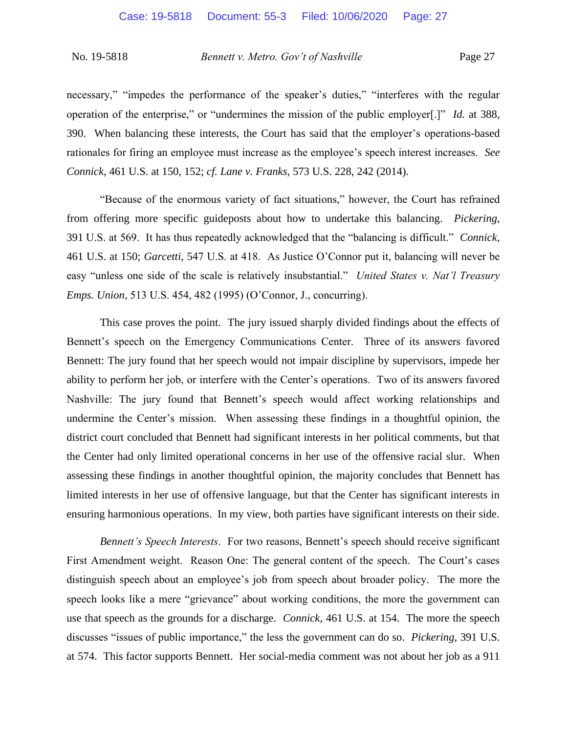necessary," "impedes the performance of the speaker's duties," "interferes with the regular operation of the enterprise," or "undermines the mission of the public employer[.]" *Id.* at 388, 390. When balancing these interests, the Court has said that the employer's operations-based rationales for firing an employee must increase as the employee's speech interest increases. *See Connick*, 461 U.S. at 150, 152; *cf. Lane v. Franks*, 573 U.S. 228, 242 (2014).

"Because of the enormous variety of fact situations," however, the Court has refrained from offering more specific guideposts about how to undertake this balancing. *Pickering*, 391 U.S. at 569. It has thus repeatedly acknowledged that the "balancing is difficult." *Connick*, 461 U.S. at 150; *Garcetti,* 547 U.S. at 418. As Justice O'Connor put it, balancing will never be easy "unless one side of the scale is relatively insubstantial." *United States v. Nat'l Treasury Emps. Union*, 513 U.S. 454, 482 (1995) (O'Connor, J., concurring).

This case proves the point. The jury issued sharply divided findings about the effects of Bennett's speech on the Emergency Communications Center. Three of its answers favored Bennett: The jury found that her speech would not impair discipline by supervisors, impede her ability to perform her job, or interfere with the Center's operations. Two of its answers favored Nashville: The jury found that Bennett's speech would affect working relationships and undermine the Center's mission. When assessing these findings in a thoughtful opinion, the district court concluded that Bennett had significant interests in her political comments, but that the Center had only limited operational concerns in her use of the offensive racial slur. When assessing these findings in another thoughtful opinion, the majority concludes that Bennett has limited interests in her use of offensive language, but that the Center has significant interests in ensuring harmonious operations. In my view, both parties have significant interests on their side.

*Bennett's Speech Interests*. For two reasons, Bennett's speech should receive significant First Amendment weight. Reason One: The general content of the speech. The Court's cases distinguish speech about an employee's job from speech about broader policy. The more the speech looks like a mere "grievance" about working conditions, the more the government can use that speech as the grounds for a discharge. *Connick*, 461 U.S. at 154. The more the speech discusses "issues of public importance," the less the government can do so. *Pickering*, 391 U.S. at 574. This factor supports Bennett. Her social-media comment was not about her job as a 911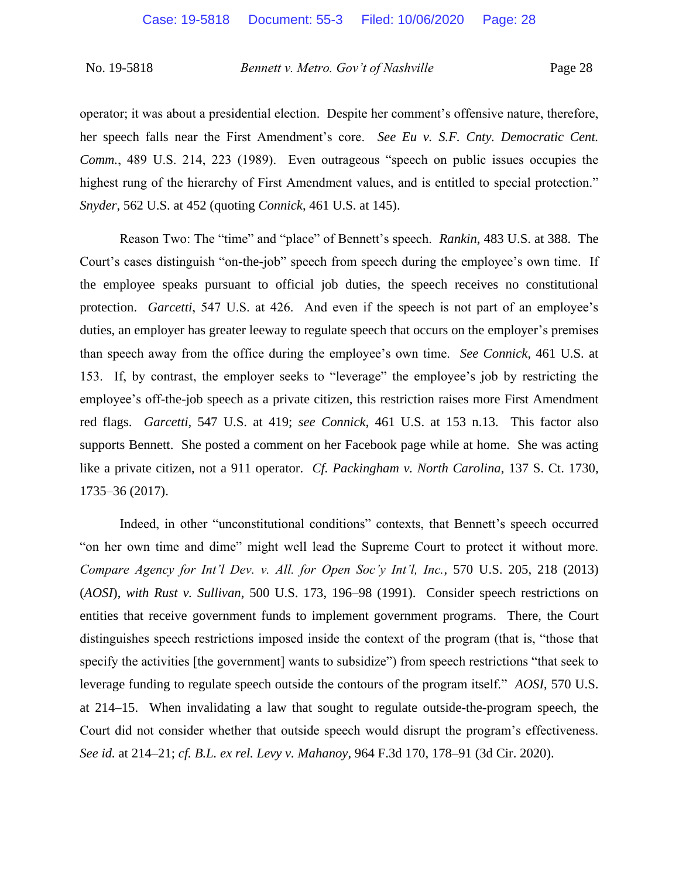operator; it was about a presidential election. Despite her comment's offensive nature, therefore, her speech falls near the First Amendment's core. *See Eu v. S.F. Cnty. Democratic Cent. Comm.*, 489 U.S. 214, 223 (1989). Even outrageous "speech on public issues occupies the highest rung of the hierarchy of First Amendment values, and is entitled to special protection." *Snyder*, 562 U.S. at 452 (quoting *Connick*, 461 U.S. at 145).

Reason Two: The "time" and "place" of Bennett's speech. *Rankin*, 483 U.S. at 388. The Court's cases distinguish "on-the-job" speech from speech during the employee's own time. If the employee speaks pursuant to official job duties, the speech receives no constitutional protection. *Garcetti*, 547 U.S. at 426. And even if the speech is not part of an employee's duties, an employer has greater leeway to regulate speech that occurs on the employer's premises than speech away from the office during the employee's own time. *See Connick*, 461 U.S. at 153. If, by contrast, the employer seeks to "leverage" the employee's job by restricting the employee's off-the-job speech as a private citizen, this restriction raises more First Amendment red flags. *Garcetti*, 547 U.S. at 419; *see Connick*, 461 U.S. at 153 n.13. This factor also supports Bennett. She posted a comment on her Facebook page while at home. She was acting like a private citizen, not a 911 operator. *Cf. Packingham v. North Carolina*, 137 S. Ct. 1730, 1735–36 (2017).

Indeed, in other "unconstitutional conditions" contexts, that Bennett's speech occurred "on her own time and dime" might well lead the Supreme Court to protect it without more. *Compare Agency for Int'l Dev. v. All. for Open Soc'y Int'l, Inc.*, 570 U.S. 205, 218 (2013) (*AOSI*), *with Rust v. Sullivan*, 500 U.S. 173, 196–98 (1991). Consider speech restrictions on entities that receive government funds to implement government programs. There, the Court distinguishes speech restrictions imposed inside the context of the program (that is, "those that specify the activities [the government] wants to subsidize") from speech restrictions "that seek to leverage funding to regulate speech outside the contours of the program itself." *AOSI*, 570 U.S. at 214–15. When invalidating a law that sought to regulate outside-the-program speech, the Court did not consider whether that outside speech would disrupt the program's effectiveness. *See id.* at 214–21; *cf. B.L. ex rel. Levy v. Mahanoy*, 964 F.3d 170, 178–91 (3d Cir. 2020).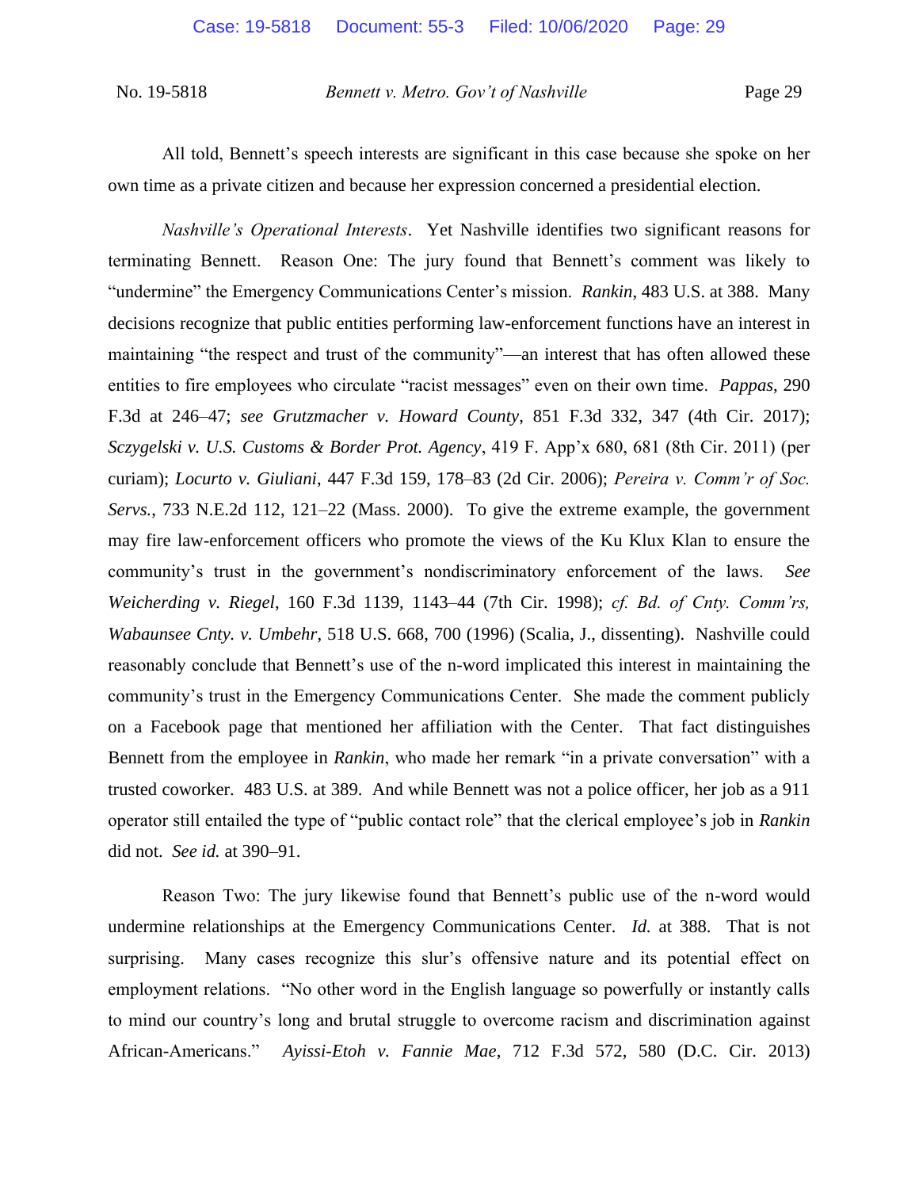All told, Bennett's speech interests are significant in this case because she spoke on her own time as a private citizen and because her expression concerned a presidential election.

*Nashville's Operational Interests*. Yet Nashville identifies two significant reasons for terminating Bennett. Reason One: The jury found that Bennett's comment was likely to "undermine" the Emergency Communications Center's mission. *Rankin*, 483 U.S. at 388. Many decisions recognize that public entities performing law-enforcement functions have an interest in maintaining "the respect and trust of the community"—an interest that has often allowed these entities to fire employees who circulate "racist messages" even on their own time. *Pappas*, 290 F.3d at 246–47; *see Grutzmacher v. Howard County*, 851 F.3d 332, 347 (4th Cir. 2017); *Sczygelski v. U.S. Customs & Border Prot. Agency*, 419 F. App'x 680, 681 (8th Cir. 2011) (per curiam); *Locurto v. Giuliani*, 447 F.3d 159, 178–83 (2d Cir. 2006); *Pereira v. Comm'r of Soc. Servs.*, 733 N.E.2d 112, 121–22 (Mass. 2000). To give the extreme example, the government may fire law-enforcement officers who promote the views of the Ku Klux Klan to ensure the community's trust in the government's nondiscriminatory enforcement of the laws. *See Weicherding v. Riegel*, 160 F.3d 1139, 1143–44 (7th Cir. 1998); *cf. Bd. of Cnty. Comm'rs, Wabaunsee Cnty. v. Umbehr*, 518 U.S. 668, 700 (1996) (Scalia, J., dissenting). Nashville could reasonably conclude that Bennett's use of the n-word implicated this interest in maintaining the community's trust in the Emergency Communications Center. She made the comment publicly on a Facebook page that mentioned her affiliation with the Center. That fact distinguishes Bennett from the employee in *Rankin*, who made her remark "in a private conversation" with a trusted coworker. 483 U.S. at 389. And while Bennett was not a police officer, her job as a 911 operator still entailed the type of "public contact role" that the clerical employee's job in *Rankin* did not. *See id.* at 390–91.

Reason Two: The jury likewise found that Bennett's public use of the n-word would undermine relationships at the Emergency Communications Center. *Id.* at 388. That is not surprising. Many cases recognize this slur's offensive nature and its potential effect on employment relations. "No other word in the English language so powerfully or instantly calls to mind our country's long and brutal struggle to overcome racism and discrimination against African-Americans." *Ayissi-Etoh v. Fannie Mae*, 712 F.3d 572, 580 (D.C. Cir. 2013)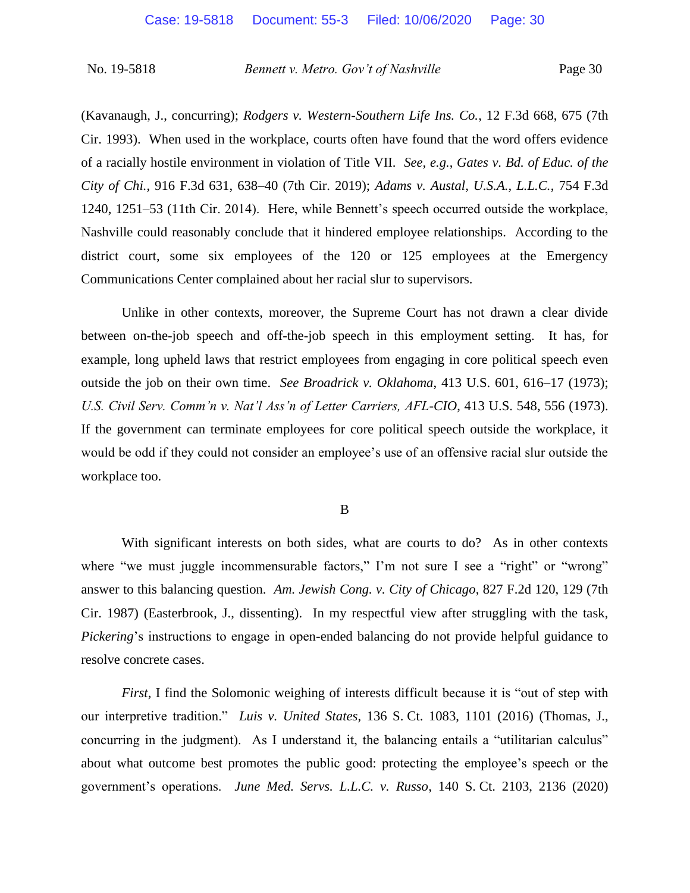(Kavanaugh, J., concurring); *Rodgers v. Western-Southern Life Ins. Co.*, 12 F.3d 668, 675 (7th Cir. 1993). When used in the workplace, courts often have found that the word offers evidence of a racially hostile environment in violation of Title VII. *See, e.g.*, *Gates v. Bd. of Educ. of the City of Chi.*, 916 F.3d 631, 638–40 (7th Cir. 2019); *Adams v. Austal, U.S.A., L.L.C.*, 754 F.3d 1240, 1251–53 (11th Cir. 2014). Here, while Bennett's speech occurred outside the workplace, Nashville could reasonably conclude that it hindered employee relationships. According to the district court, some six employees of the 120 or 125 employees at the Emergency Communications Center complained about her racial slur to supervisors.

Unlike in other contexts, moreover, the Supreme Court has not drawn a clear divide between on-the-job speech and off-the-job speech in this employment setting. It has, for example, long upheld laws that restrict employees from engaging in core political speech even outside the job on their own time. *See Broadrick v. Oklahoma*, 413 U.S. 601, 616–17 (1973); *U.S. Civil Serv. Comm'n v. Nat'l Ass'n of Letter Carriers, AFL-CIO*, 413 U.S. 548, 556 (1973). If the government can terminate employees for core political speech outside the workplace, it would be odd if they could not consider an employee's use of an offensive racial slur outside the workplace too.

### B

With significant interests on both sides, what are courts to do? As in other contexts where "we must juggle incommensurable factors," I'm not sure I see a "right" or "wrong" answer to this balancing question. *Am. Jewish Cong. v. City of Chicago*, 827 F.2d 120, 129 (7th Cir. 1987) (Easterbrook, J., dissenting). In my respectful view after struggling with the task, *Pickering*'s instructions to engage in open-ended balancing do not provide helpful guidance to resolve concrete cases.

*First*, I find the Solomonic weighing of interests difficult because it is "out of step with our interpretive tradition." *Luis v. United States*, 136 S. Ct. 1083, 1101 (2016) (Thomas, J., concurring in the judgment). As I understand it, the balancing entails a "utilitarian calculus" about what outcome best promotes the public good: protecting the employee's speech or the government's operations. *June Med. Servs. L.L.C. v. Russo*, 140 S. Ct. 2103, 2136 (2020)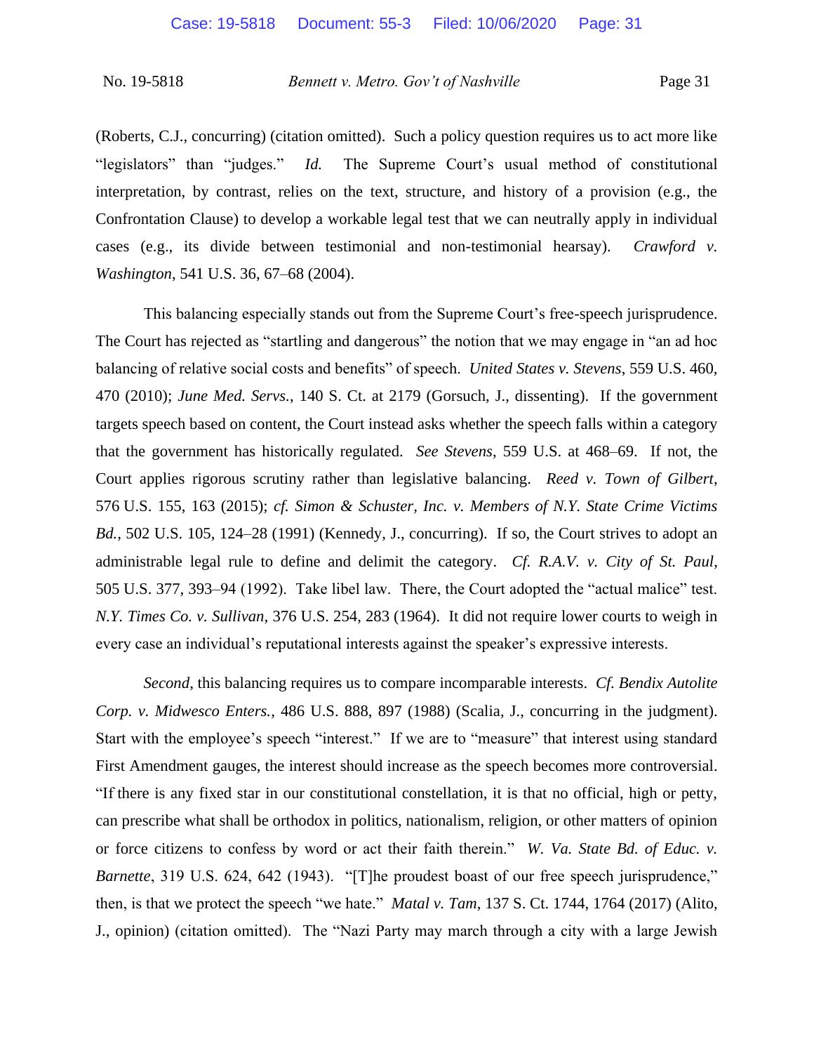(Roberts, C.J., concurring) (citation omitted). Such a policy question requires us to act more like "legislators" than "judges." *Id.* The Supreme Court's usual method of constitutional interpretation, by contrast, relies on the text, structure, and history of a provision (e.g., the Confrontation Clause) to develop a workable legal test that we can neutrally apply in individual cases (e.g., its divide between testimonial and non-testimonial hearsay). *Crawford v. Washington*, 541 U.S. 36, 67–68 (2004).

This balancing especially stands out from the Supreme Court's free-speech jurisprudence. The Court has rejected as "startling and dangerous" the notion that we may engage in "an ad hoc balancing of relative social costs and benefits" of speech. *United States v. Stevens*, 559 U.S. 460, 470 (2010); *June Med. Servs.*, 140 S. Ct. at 2179 (Gorsuch, J., dissenting). If the government targets speech based on content, the Court instead asks whether the speech falls within a category that the government has historically regulated. *See Stevens*, 559 U.S. at 468–69. If not, the Court applies rigorous scrutiny rather than legislative balancing. *Reed v. Town of Gilbert*, 576 U.S. 155, 163 (2015); *cf. Simon & Schuster, Inc. v. Members of N.Y. State Crime Victims Bd.*, 502 U.S. 105, 124–28 (1991) (Kennedy, J., concurring). If so, the Court strives to adopt an administrable legal rule to define and delimit the category. *Cf. R.A.V. v. City of St. Paul*, 505 U.S. 377, 393–94 (1992). Take libel law. There, the Court adopted the "actual malice" test. *N.Y. Times Co. v. Sullivan*, 376 U.S. 254, 283 (1964). It did not require lower courts to weigh in every case an individual's reputational interests against the speaker's expressive interests.

*Second*, this balancing requires us to compare incomparable interests. *Cf. Bendix Autolite Corp. v. Midwesco Enters.*, 486 U.S. 888, 897 (1988) (Scalia, J., concurring in the judgment). Start with the employee's speech "interest." If we are to "measure" that interest using standard First Amendment gauges, the interest should increase as the speech becomes more controversial. "If there is any fixed star in our constitutional constellation, it is that no official, high or petty, can prescribe what shall be orthodox in politics, nationalism, religion, or other matters of opinion or force citizens to confess by word or act their faith therein." *W. Va. State Bd. of Educ. v. Barnette*, 319 U.S. 624, 642 (1943). "[T]he proudest boast of our free speech jurisprudence," then, is that we protect the speech "we hate." *Matal v. Tam*, 137 S. Ct. 1744, 1764 (2017) (Alito, J., opinion) (citation omitted). The "Nazi Party may march through a city with a large Jewish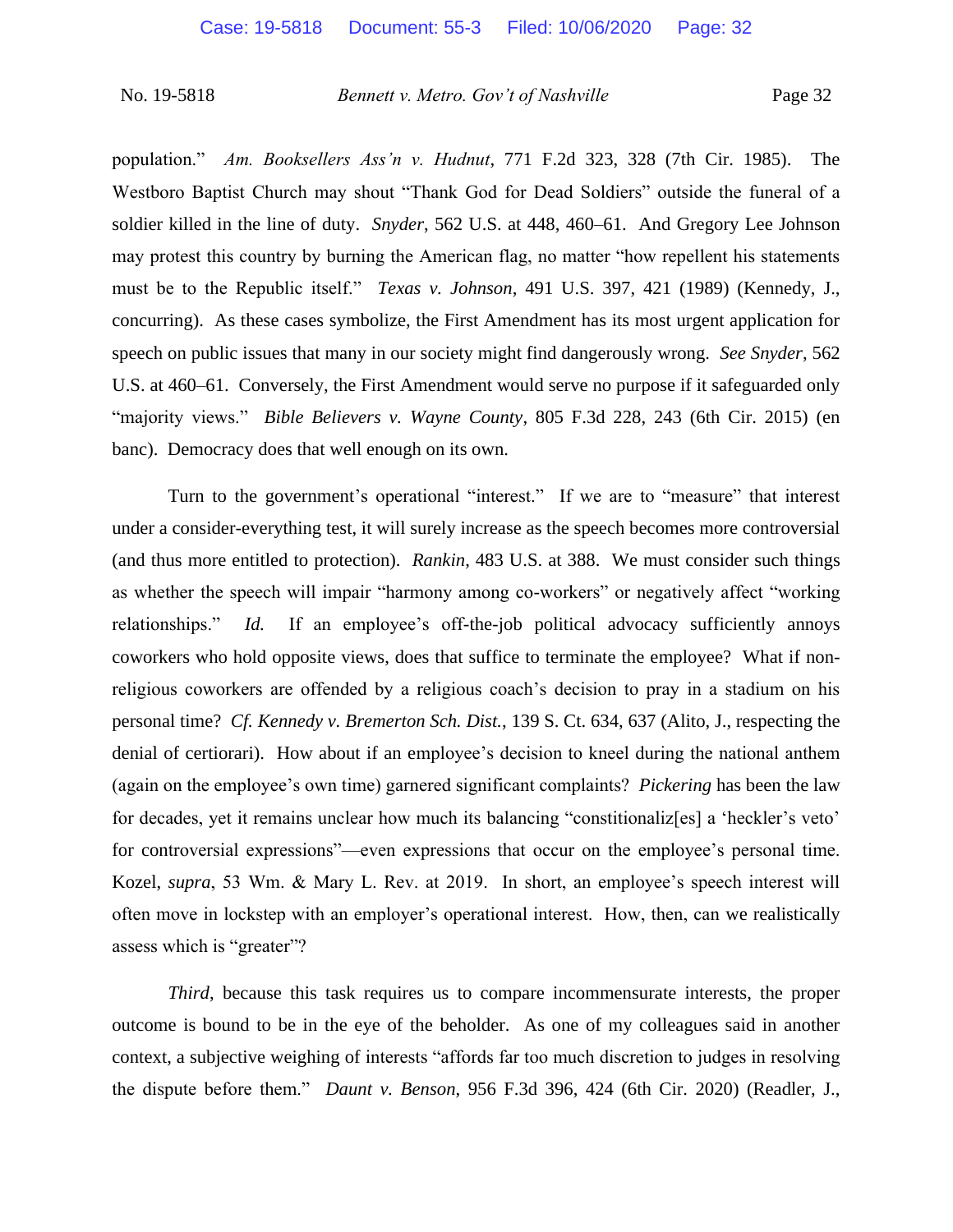population." *Am. Booksellers Ass'n v. Hudnut*, 771 F.2d 323, 328 (7th Cir. 1985). The Westboro Baptist Church may shout "Thank God for Dead Soldiers" outside the funeral of a soldier killed in the line of duty. *Snyder*, 562 U.S. at 448, 460–61. And Gregory Lee Johnson may protest this country by burning the American flag, no matter "how repellent his statements must be to the Republic itself." *Texas v. Johnson*, 491 U.S. 397, 421 (1989) (Kennedy, J., concurring). As these cases symbolize, the First Amendment has its most urgent application for speech on public issues that many in our society might find dangerously wrong. *See Snyder*, 562 U.S. at 460–61. Conversely, the First Amendment would serve no purpose if it safeguarded only "majority views." *Bible Believers v. Wayne County*, 805 F.3d 228, 243 (6th Cir. 2015) (en banc). Democracy does that well enough on its own.

Turn to the government's operational "interest." If we are to "measure" that interest under a consider-everything test, it will surely increase as the speech becomes more controversial (and thus more entitled to protection). *Rankin*, 483 U.S. at 388. We must consider such things as whether the speech will impair "harmony among co-workers" or negatively affect "working relationships." *Id.* If an employee's off-the-job political advocacy sufficiently annoys coworkers who hold opposite views, does that suffice to terminate the employee? What if non-religious coworkers are offended by a religious coach's decision to pray in a stadium on his personal time? *Cf. Kennedy v. Bremerton Sch. Dist.*, 139 S. Ct. 634, 637 (Alito, J., respecting the denial of certiorari). How about if an employee's decision to kneel during the national anthem (again on the employee's own time) garnered significant complaints? *Pickering* has been the law for decades, yet it remains unclear how much its balancing "constitionaliz[es] a 'heckler's veto' for controversial expressions"—even expressions that occur on the employee's personal time. Kozel, *supra*, 53 Wm. & Mary L. Rev. at 2019. In short, an employee's speech interest will often move in lockstep with an employer's operational interest. How, then, can we realistically assess which is "greater"?

*Third*, because this task requires us to compare incommensurate interests, the proper outcome is bound to be in the eye of the beholder. As one of my colleagues said in another context, a subjective weighing of interests "affords far too much discretion to judges in resolving the dispute before them." *Daunt v. Benson*, 956 F.3d 396, 424 (6th Cir. 2020) (Readler, J.,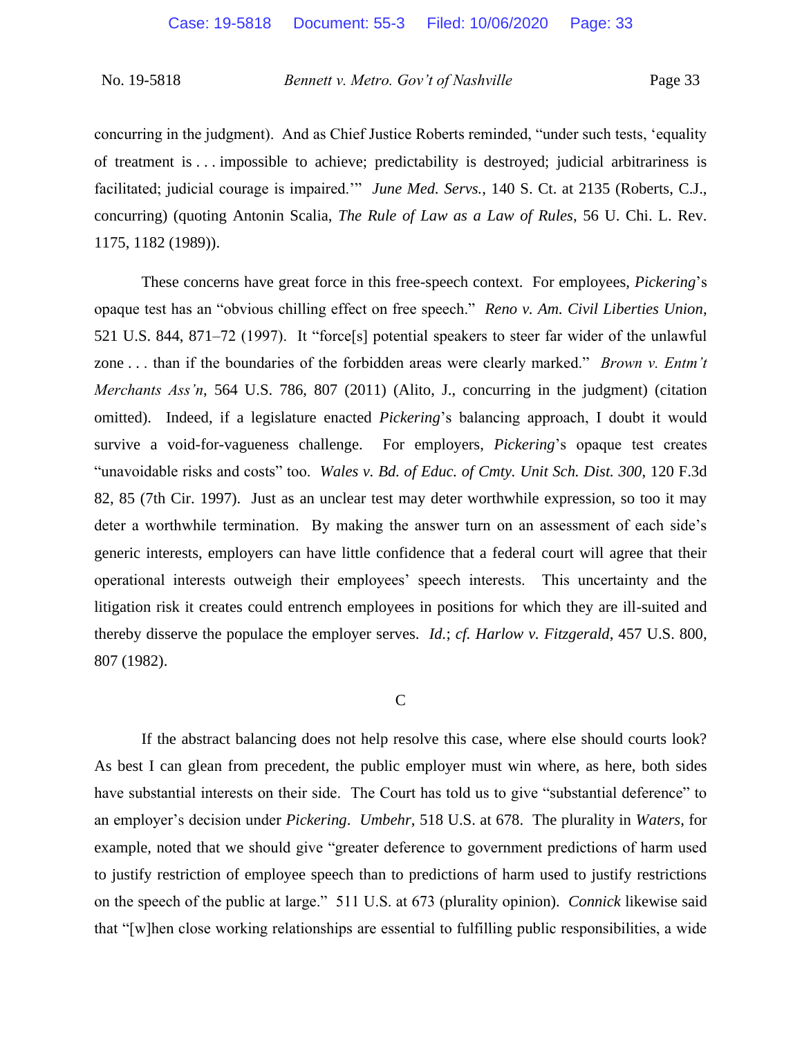concurring in the judgment). And as Chief Justice Roberts reminded, "under such tests, 'equality of treatment is . . . impossible to achieve; predictability is destroyed; judicial arbitrariness is facilitated; judicial courage is impaired.'" *June Med. Servs.*, 140 S. Ct. at 2135 (Roberts, C.J., concurring) (quoting Antonin Scalia, *The Rule of Law as a Law of Rules*, 56 U. Chi. L. Rev. 1175, 1182 (1989)).

These concerns have great force in this free-speech context. For employees, *Pickering*'s opaque test has an "obvious chilling effect on free speech." *Reno v. Am. Civil Liberties Union*, 521 U.S. 844, 871–72 (1997). It "force[s] potential speakers to steer far wider of the unlawful zone . . . than if the boundaries of the forbidden areas were clearly marked." *Brown v. Entm't Merchants Ass'n*, 564 U.S. 786, 807 (2011) (Alito, J., concurring in the judgment) (citation omitted). Indeed, if a legislature enacted *Pickering*'s balancing approach, I doubt it would survive a void-for-vagueness challenge. For employers, *Pickering*'s opaque test creates "unavoidable risks and costs" too. *Wales v. Bd. of Educ. of Cmty. Unit Sch. Dist. 300*, 120 F.3d 82, 85 (7th Cir. 1997). Just as an unclear test may deter worthwhile expression, so too it may deter a worthwhile termination. By making the answer turn on an assessment of each side's generic interests, employers can have little confidence that a federal court will agree that their operational interests outweigh their employees' speech interests. This uncertainty and the litigation risk it creates could entrench employees in positions for which they are ill-suited and thereby disserve the populace the employer serves. *Id.*; *cf. Harlow v. Fitzgerald*, 457 U.S. 800, 807 (1982).

### C

If the abstract balancing does not help resolve this case, where else should courts look? As best I can glean from precedent, the public employer must win where, as here, both sides have substantial interests on their side. The Court has told us to give "substantial deference" to an employer's decision under *Pickering*. *Umbehr*, 518 U.S. at 678. The plurality in *Waters*, for example, noted that we should give "greater deference to government predictions of harm used to justify restriction of employee speech than to predictions of harm used to justify restrictions on the speech of the public at large." 511 U.S. at 673 (plurality opinion). *Connick* likewise said that "[w]hen close working relationships are essential to fulfilling public responsibilities, a wide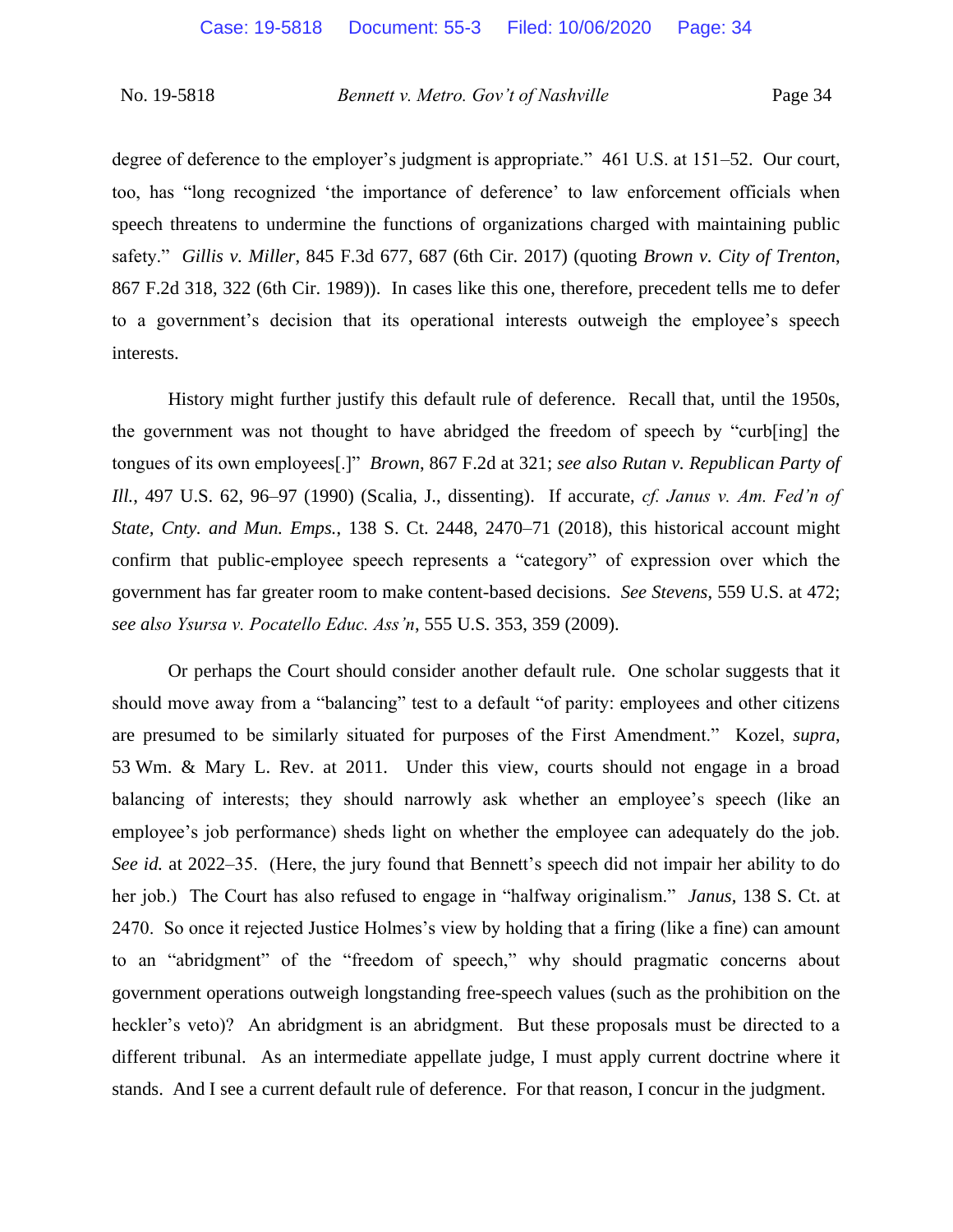degree of deference to the employer's judgment is appropriate." 461 U.S. at 151–52. Our court, too, has "long recognized 'the importance of deference' to law enforcement officials when speech threatens to undermine the functions of organizations charged with maintaining public safety." *Gillis v. Miller*, 845 F.3d 677, 687 (6th Cir. 2017) (quoting *Brown v. City of Trenton*, 867 F.2d 318, 322 (6th Cir. 1989)). In cases like this one, therefore, precedent tells me to defer to a government's decision that its operational interests outweigh the employee's speech interests.

History might further justify this default rule of deference. Recall that, until the 1950s, the government was not thought to have abridged the freedom of speech by "curb[ing] the tongues of its own employees[.]" *Brown*, 867 F.2d at 321; *see also Rutan v. Republican Party of Ill.*, 497 U.S. 62, 96–97 (1990) (Scalia, J., dissenting). If accurate, *cf. Janus v. Am. Fed'n of State, Cnty. and Mun. Emps.*, 138 S. Ct. 2448, 2470–71 (2018), this historical account might confirm that public-employee speech represents a "category" of expression over which the government has far greater room to make content-based decisions. *See Stevens*, 559 U.S. at 472; *see also Ysursa v. Pocatello Educ. Ass'n*, 555 U.S. 353, 359 (2009).

Or perhaps the Court should consider another default rule. One scholar suggests that it should move away from a "balancing" test to a default "of parity: employees and other citizens are presumed to be similarly situated for purposes of the First Amendment." Kozel, *supra*, 53 Wm. & Mary L. Rev. at 2011. Under this view, courts should not engage in a broad balancing of interests; they should narrowly ask whether an employee's speech (like an employee's job performance) sheds light on whether the employee can adequately do the job. *See id.* at 2022–35. (Here, the jury found that Bennett's speech did not impair her ability to do her job.) The Court has also refused to engage in "halfway originalism." *Janus*, 138 S. Ct. at 2470. So once it rejected Justice Holmes's view by holding that a firing (like a fine) can amount to an "abridgment" of the "freedom of speech," why should pragmatic concerns about government operations outweigh longstanding free-speech values (such as the prohibition on the heckler's veto)? An abridgment is an abridgment. But these proposals must be directed to a different tribunal. As an intermediate appellate judge, I must apply current doctrine where it stands. And I see a current default rule of deference. For that reason, I concur in the judgment.